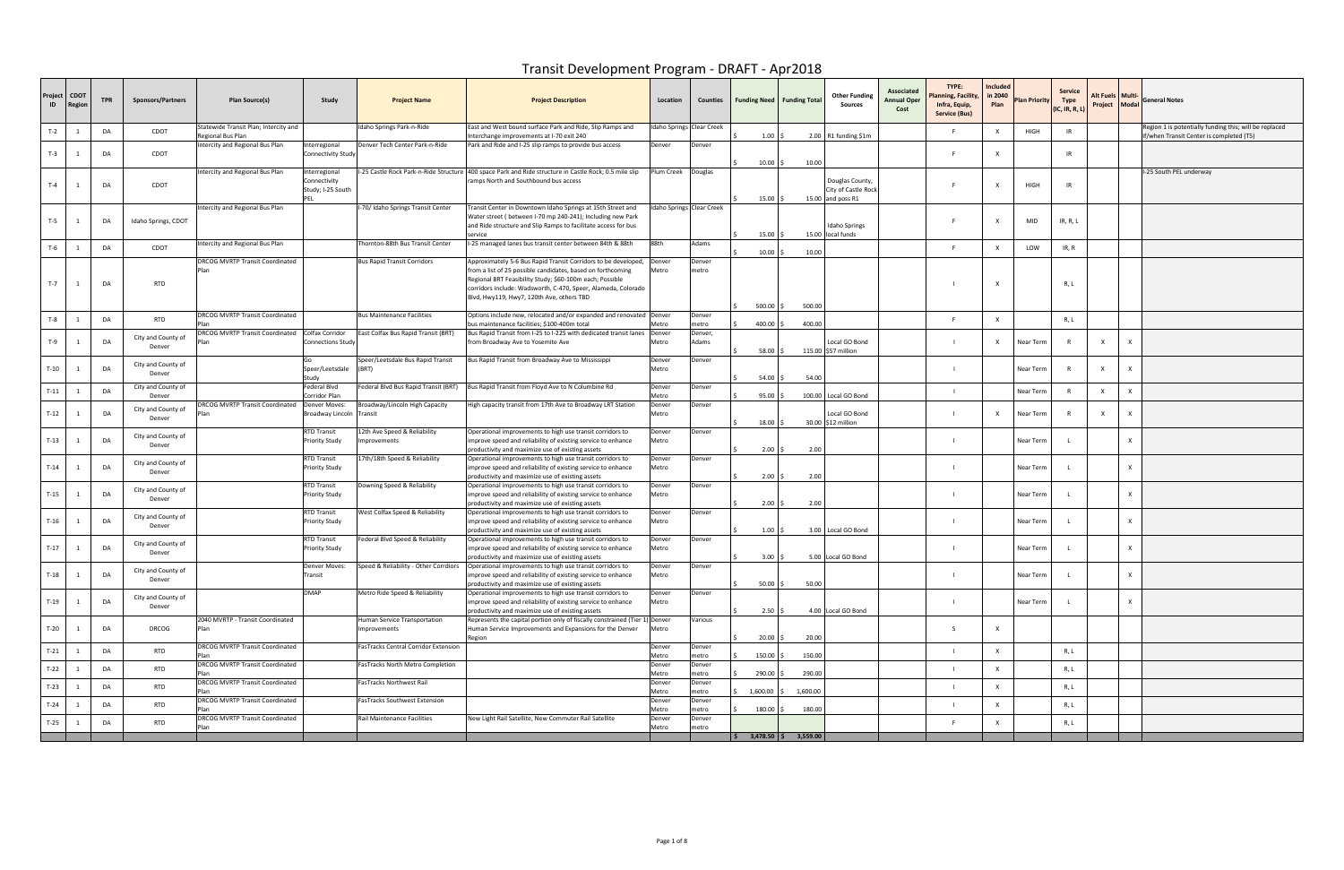# Transit Development Program - DRAFT - Apr2018

| Project ID | CDOT Region | TPR | Sponsors/Partners | Plan Source(s) | Study | Project Name | Project Description | Location | Counties | Funding Need | Funding Total | Other Funding Sources | Associated Annual Oper Cost | TYPE: Planning, Facility, Infra, Equip, Service (Bus) | Included in 2040 Plan | Plan Priority | Service Type (IC, IR, R, L) | Alt Fuels Project | Multi-Modal | General Notes |
|---|---|---|---|---|---|---|---|---|---|---|---|---|---|---|---|---|---|---|---|---|
| T-2 | 1 | DA | CDOT | Statewide Transit Plan; Intercity and Regional Bus Plan | | Idaho Springs Park-n-Ride | East and West bound surface Park and Ride, Slip Ramps and interchange improvements at I-70 exit 240 | Idaho Springs | Clear Creek | $ 1.00 | $ 2.00 | R1 funding $1m | | F | X | HIGH | IR | | | Region 1 is potentially funding this; will be replaced if/when Transit Center is completed (T5) |
| T-3 | 1 | DA | CDOT | Intercity and Regional Bus Plan | Interregional Connectivity Study | Denver Tech Center Park-n-Ride | Park and Ride and I-25 slip ramps to provide bus access | Denver | Denver | $ 10.00 | $ 10.00 | | | F | X | | IR | | | |
| T-4 | 1 | DA | CDOT | Intercity and Regional Bus Plan | Interregional Connectivity Study; I-25 South PEL | I-25 Castle Rock Park-n-Ride Structure | 400 space Park and Ride structure in Castle Rock; 0.5 mile slip ramps North and Southbound bus access | Plum Creek | Douglas | $ 15.00 | $ 15.00 | Douglas County, City of Castle Rock and poss R1 | | F | X | HIGH | IR | | | I-25 South PEL underway |
| T-5 | 1 | DA | Idaho Springs, CDOT | Intercity and Regional Bus Plan | | I-70/ Idaho Springs Transit Center | Transit Center in Downtown Idaho Springs at 15th Street and Water street ( between I-70 mp 240-241); Including new Park and Ride structure and Slip Ramps to facilitate access for bus service | Idaho Springs | Clear Creek | $ 15.00 | $ 15.00 | Idaho Springs local funds | | F | X | MID | IR, R, L | | | |
| T-6 | 1 | DA | CDOT | Intercity and Regional Bus Plan | | Thornton-88th Bus Transit Center | I-25 managed lanes bus transit center between 84th & 88th | 88th | Adams | $ 10.00 | $ 10.00 | | | F | X | LOW | IR, R | | | |
| T-7 | 1 | DA | RTD | DRCOG MVRTP Transit Coordinated Plan | | Bus Rapid Transit Corridors | Approximately 5-6 Bus Rapid Transit Corridors to be developed, from a list of 25 possible candidates, based on forthcoming Regional BRT Feasibility Study; $60-100m each; Possible corridors include: Wadsworth, C-470, Speer, Alameda, Colorado Blvd, Hwy119, Hwy7, 120th Ave, others TBD | Denver Metro | Denver metro | $ 500.00 | $ 500.00 | | | I | X | | R, L | | | |
| T-8 | 1 | DA | RTD | DRCOG MVRTP Transit Coordinated Plan | | Bus Maintenance Facilities | Options include new, relocated and/or expanded and renovated bus maintenance facilities; $100-400m total | Denver Metro | Denver metro | $ 400.00 | $ 400.00 | | | F | X | | R, L | | | |
| T-9 | 1 | DA | City and County of Denver | DRCOG MVRTP Transit Coordinated Plan | Colfax Corridor Connections Study | East Colfax Bus Rapid Transit (BRT) | Bus Rapid Transit from I-25 to I-225 with dedicated transit lanes from Broadway Ave to Yosemite Ave | Denver Metro | Denver, Adams | $ 58.00 | $ 115.00 | Local GO Bond $57 million | | I | X | Near Term | R | X | X | |
| T-10 | 1 | DA | City and County of Denver | | Go Speer/Leetsdale Study | Speer/Leetsdale Bus Rapid Transit (BRT) | Bus Rapid Transit from Broadway Ave to Mississippi | Denver Metro | Denver | $ 54.00 | $ 54.00 | | | I | | Near Term | R | X | X | |
| T-11 | 1 | DA | City and County of Denver | | Federal Blvd Corridor Plan | Federal Blvd Bus Rapid Transit (BRT) | Bus Rapid Transit from Floyd Ave to N Columbine Rd | Denver Metro | Denver | $ 95.00 | $ 100.00 | Local GO Bond | | I | | Near Term | R | X | X | |
| T-12 | 1 | DA | City and County of Denver | DRCOG MVRTP Transit Coordinated Plan | Denver Moves: Broadway Lincoln | Broadway/Lincoln High Capacity Transit | High capacity transit from 17th Ave to Broadway LRT Station | Denver Metro | Denver | $ 18.00 | $ 30.00 | Local GO Bond $12 million | | I | X | Near Term | R | X | X | |
| T-13 | 1 | DA | City and County of Denver | | RTD Transit Priority Study | 12th Ave Speed & Reliability Improvements | Operational improvements to high use transit corridors to improve speed and reliability of existing service to enhance productivity and maximize use of existing assets | Denver Metro | Denver | $ 2.00 | $ 2.00 | | | I | | Near Term | L | | X | |
| T-14 | 1 | DA | City and County of Denver | | RTD Transit Priority Study | 17th/18th Speed & Reliability | Operational improvements to high use transit corridors to improve speed and reliability of existing service to enhance productivity and maximize use of existing assets | Denver Metro | Denver | $ 2.00 | $ 2.00 | | | I | | Near Term | L | | X | |
| T-15 | 1 | DA | City and County of Denver | | RTD Transit Priority Study | Downing Speed & Reliability | Operational improvements to high use transit corridors to improve speed and reliability of existing service to enhance productivity and maximize use of existing assets | Denver Metro | Denver | $ 2.00 | $ 2.00 | | | I | | Near Term | L | | X | |
| T-16 | 1 | DA | City and County of Denver | | RTD Transit Priority Study | West Colfax Speed & Reliability | Operational improvements to high use transit corridors to improve speed and reliability of existing service to enhance productivity and maximize use of existing assets | Denver Metro | Denver | $ 1.00 | $ 3.00 | Local GO Bond | | I | | Near Term | L | | X | |
| T-17 | 1 | DA | City and County of Denver | | RTD Transit Priority Study | Federal Blvd Speed & Reliability | Operational improvements to high use transit corridors to improve speed and reliability of existing service to enhance productivity and maximize use of existing assets | Denver Metro | Denver | $ 3.00 | $ 5.00 | Local GO Bond | | I | | Near Term | L | | X | |
| T-18 | 1 | DA | City and County of Denver | | Denver Moves: Transit | Speed & Reliability - Other Corridors | Operational improvements to high use transit corridors to improve speed and reliability of existing service to enhance productivity and maximize use of existing assets | Denver Metro | Denver | $ 50.00 | $ 50.00 | | | I | | Near Term | L | | X | |
| T-19 | 1 | DA | City and County of Denver | | DMAP | Metro Ride Speed & Reliability | Operational improvements to high use transit corridors to improve speed and reliability of existing service to enhance productivity and maximize use of existing assets | Denver Metro | Denver | $ 2.50 | $ 4.00 | Local GO Bond | | I | | Near Term | L | | X | |
| T-20 | 1 | DA | DRCOG | 2040 MVRTP - Transit Coordinated Plan | | Human Service Transportation Improvements | Represents the capital portion only of fiscally constrained (Tier 1) Human Service Improvements and Expansions for the Denver Region | Denver Metro | Various | $ 20.00 | $ 20.00 | | | S | X | | | | | |
| T-21 | 1 | DA | RTD | DRCOG MVRTP Transit Coordinated Plan | | FasTracks Central Corridor Extension | | Denver Metro | Denver metro | $ 150.00 | $ 150.00 | | | I | X | | R, L | | | |
| T-22 | 1 | DA | RTD | DRCOG MVRTP Transit Coordinated Plan | | FasTracks North Metro Completion | | Denver Metro | Denver metro | $ 290.00 | $ 290.00 | | | I | X | | R, L | | | |
| T-23 | 1 | DA | RTD | DRCOG MVRTP Transit Coordinated Plan | | FasTracks Northwest Rail | | Denver Metro | Denver metro | $ 1,600.00 | $ 1,600.00 | | | I | X | | R, L | | | |
| T-24 | 1 | DA | RTD | DRCOG MVRTP Transit Coordinated Plan | | FasTracks Southwest Extension | | Denver Metro | Denver metro | $ 180.00 | $ 180.00 | | | I | X | | R, L | | | |
| T-25 | 1 | DA | RTD | DRCOG MVRTP Transit Coordinated Plan | | Rail Maintenance Facilities | New Light Rail Satellite, New Commuter Rail Satellite | Denver Metro | Denver metro | | | | | F | X | | R, L | | | |
| | | | | | | | | | | $ 3,478.50 | $ 3,559.00 | | | | | | | | | |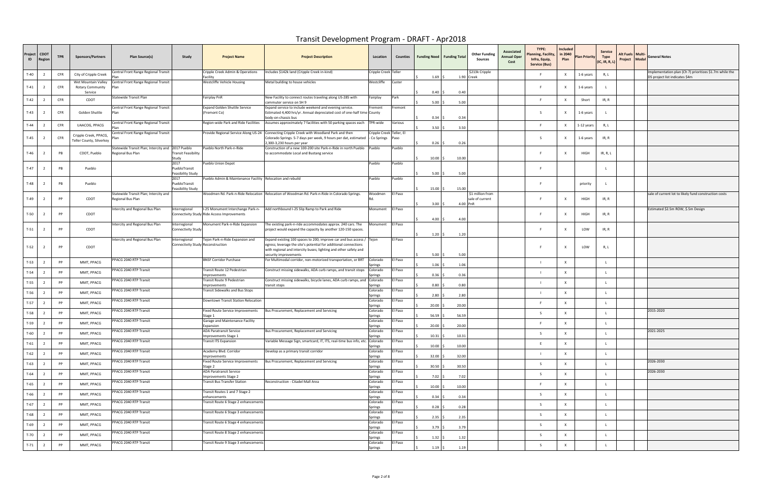# Transit Development Program - DRAFT - Apr2018

| Project ID | CDOT Region | TPR | Sponsors/Partners | Plan Source(s) | Study | Project Name | Project Description | Location | Counties | Funding Need | Funding Total | Other Funding Sources | Associated Annual Oper Cost | TYPE: Planning, Facility, Infra, Equip, Service (Bus) | Included in 2040 Plan | Plan Priority | Service Type (IC, IR, R, L) | Alt Fuels Project | Multi-Modal | General Notes |
|---|---|---|---|---|---|---|---|---|---|---|---|---|---|---|---|---|---|---|---|---|
| T-40 | 2 | CFR | City of Cripple Creek | Central Front Range Regional Transit Plan | | Cripple Creek Admin & Operations Facility | Includes $142k land (Cripple Creek in-kind) | Cripple Creek | Teller | $ 1.69 | $ 1.90 | $213k Cripple Creek | | F | X | 1-6 years | R, L | | | Implementation plan (Ch 7) prioritizes $1.7m while the D5 project list indicates $4m |
| T-41 | 2 | CFR | Wet Mountain Valley Rotary Community Service | Central Front Range Regional Transit Plan | | Westcliffe Vehicle Housing | Metal building to house vehicles | Westcliffe | Custer | $ 0.40 | $ 0.40 | | | F | X | 1-6 years | L | | | |
| T-42 | 2 | CFR | CDOT | Statewide Transit Plan | | Fairplay PnR | New Facility to connect routes traveling along US-285 with commuter service on SH 9 | Fairplay | Park | $ 5.00 | $ 5.00 | | | F | X | Short | IR, R | | | |
| T-43 | 2 | CFR | Golden Shuttle | Central Front Range Regional Transit Plan | | Expand Golden Shuttle Service (Fremont Co) | Expand service to include weekend and evening service. Estimated 4,400 hrs/yr. Annual depreciated cost of one-half time body-on-chassis bus | Fremont County | Fremont | $ 0.34 | $ 0.34 | | | S | X | 1-6 years | L | | | |
| T-44 | 2 | CFR | UAACOG, PPACG | Central Front Range Regional Transit Plan | | Region-wide Park and Ride Facilities | Assumes approximately 7 facilities with 50 parking spaces each | TPR-wide | Various | $ 3.50 | $ 3.50 | | | F | X | 1-12 years | R, L | | | |
| T-45 | 2 | CFR | Cripple Creek, PPACG, Teller County, Silverkey | Central Front Range Regional Transit Plan | | Provide Regional Service Along US-24 | Connecting Cripple Creek with Woodland Park and then Colorado Springs. 5-7 days per week, 9 hours per dat, estimated 2,300-3,230 hours per year | Cripple Creek - Co Springs | Teller, El Paso | $ 0.26 | $ 0.26 | | | S | X | 1-6 years | IR, R | | | |
| T-46 | 2 | PB | CDOT, Pueblo | Statewide Transit Plan; Intercity and Regional Bus Plan | 2017 Pueblo Transit Feasibility Study | Pueblo North Park-n-Ride | Construction of a new 100-200 site Park-n-Ride in north Pueblo to accommodate Local and Bustang service | Pueblo | Pueblo | $ 10.00 | $ 10.00 | | | F | X | HIGH | IR, R, L | | | |
| T-47 | 2 | PB | Pueblo | | 2017 PuebloTransit Feasibility Study | Pueblo Union Depot | | Pueblo | Pueblo | $ 5.00 | $ 5.00 | | | F | | | L | | | |
| T-48 | 2 | PB | Pueblo | | 2017 PuebloTransit Feasibility Study | Pueblo Admin & Maintenance Facility | Relocation and rebuild | Pueblo | Pueblo | $ 15.00 | $ 15.00 | | | F | | priority | L | | | |
| T-49 | 2 | PP | CDOT | Statewide Transit Plan; Intercity and Regional Bus Plan | | Woodmen Rd. Park-n-Ride Relocation | Relocation of Woodman Rd. Park-n-Ride in Colorado Springs. | Woodmen Rd. | El Paso | $ 3.00 | $ 4.00 | $1 million from sale of current PnR | | F | X | HIGH | IR, R | | | sale of current lot to likely fund construction costs |
| T-50 | 2 | PP | CDOT | Intercity and Regional Bus Plan | Interregional Connectivity Study | I-25 Monument Interchange Park-n-Ride Access Improvements | Add northbound I-25 Slip Ramp to Park and Ride | Monument | El Paso | $ 4.00 | $ 4.00 | | | F | X | HIGH | IR, R | | | Estimated $2.5m ROW, $.5m Design |
| T-51 | 2 | PP | CDOT | Intercity and Regional Bus Plan | Interregional Connectivity Study | Monument Park-n-Ride Expansion | The existing park-n-ride accommodates approx. 240 cars. The project would expand the capacity by another 120-150 spaces. | Monument | El Paso | $ 1.20 | $ 1.20 | | | F | X | LOW | IR, R | | | |
| T-52 | 2 | PP | CDOT | Intercity and Regional Bus Plan | Interregional Connectivity Study | Tejon Park-n-Ride Expansion and Reconstruction | Expand existing 100 spaces to 200, improve car and bus access / egress; leverage the site's potential for additional connections with regional and intercity buses; lighting and other safety and security improvements | Tejon | El Paso | $ 5.00 | $ 5.00 | | | F | X | LOW | R, L | | | |
| T-53 | 2 | PP | MMT, PPACG | PPACG 2040 RTP Transit | | BNSF Corridor Purchase | For Multimodal corridor, non-motorized transportation, or BRT | Colorado Springs | El Paso | $ 1.06 | $ 1.06 | | | I | X | | L | | | |
| T-54 | 2 | PP | MMT, PPACG | PPACG 2040 RTP Transit | | Transit Route 12 Pedestrian Improvements | Construct missing sidewalks, ADA curb ramps, and transit stops | Colorado Springs | El Paso | $ 0.36 | $ 0.36 | | | I | X | | L | | | |
| T-55 | 2 | PP | MMT, PPACG | PPACG 2040 RTP Transit | | Transit Route 9 Pedestrian Improvements | Construct missing sidewalks, bicycle lanes, ADA curb ramps, and transit stops | Colorado Springs | El Paso | $ 0.80 | $ 0.80 | | | I | X | | L | | | |
| T-56 | 2 | PP | MMT, PPACG | PPACG 2040 RTP Transit | | Transit Sidewalks and Bus Stops | | Colorado Springs | El Paso | $ 2.80 | $ 2.80 | | | I | X | | L | | | |
| T-57 | 2 | PP | MMT, PPACG | PPACG 2040 RTP Transit | | Downtown Transit Station Relocation | | Colorado Springs | El Paso | $ 20.00 | $ 20.00 | | | F | X | | L | | | |
| T-58 | 2 | PP | MMT, PPACG | PPACG 2040 RTP Transit | | Fixed Route Service Improvements Stage 1 | Bus Procurement, Replacement and Servicing | Colorado Springs | El Paso | $ 56.59 | $ 56.59 | | | S | X | | L | | | 2015-2020 |
| T-59 | 2 | PP | MMT, PPACG | PPACG 2040 RTP Transit | | Garage and Maintenance Facility Expansion | | Colorado Springs | El Paso | $ 20.00 | $ 20.00 | | | F | X | | L | | | |
| T-60 | 2 | PP | MMT, PPACG | PPACG 2040 RTP Transit | | ADA Paratransit Service Improvements Stage 1 | Bus Procurement, Replacement and Servicing | Colorado Springs | El Paso | $ 10.31 | $ 10.31 | | | S | X | | L | | | 2021-2025 |
| T-61 | 2 | PP | MMT, PPACG | PPACG 2040 RTP Transit | | Transit ITS Expansion | Variable Message Sign, smartcard, IT, ITS, real-time bus info, etc. | Colorado Springs | El Paso | $ 10.00 | $ 10.00 | | | E | X | | L | | | |
| T-62 | 2 | PP | MMT, PPACG | PPACG 2040 RTP Transit | | Academy Blvd. Corridor Improvements | Develop as a primary transit corridor | Colorado Springs | El Paso | $ 32.00 | $ 32.00 | | | I | X | | L | | | |
| T-63 | 2 | PP | MMT, PPACG | PPACG 2040 RTP Transit | | Fixed Route Service Improvements Stage 2 | Bus Procurement, Replacement and Servicing | Colorado Springs | El Paso | $ 30.50 | $ 30.50 | | | S | X | | L | | | 2026-2030 |
| T-64 | 2 | PP | MMT, PPACG | PPACG 2040 RTP Transit | | ADA Paratransit Service Improvements Stage 2 | | Colorado Springs | El Paso | $ 7.02 | $ 7.02 | | | S | X | | L | | | 2026-2030 |
| T-65 | 2 | PP | MMT, PPACG | PPACG 2040 RTP Transit | | Transit Bus Transfer Station | Reconstruction - Citadel Mall Area | Colorado Springs | El Paso | $ 10.00 | $ 10.00 | | | F | X | | L | | | |
| T-66 | 2 | PP | MMT, PPACG | PPACG 2040 RTP Transit | | Transit Routes 1 and 7 Stage 2 enhancements | | Colorado Springs | El Paso | $ 0.34 | $ 0.34 | | | S | X | | L | | | |
| T-67 | 2 | PP | MMT, PPACG | PPACG 2040 RTP Transit | | Transit Route 6 Stage 2 enhancements | | Colorado Springs | El Paso | $ 0.28 | $ 0.28 | | | S | X | | L | | | |
| T-68 | 2 | PP | MMT, PPACG | PPACG 2040 RTP Transit | | Transit Route 6 Stage 3 enhancements | | Colorado Springs | El Paso | $ 2.35 | $ 2.35 | | | S | X | | L | | | |
| T-69 | 2 | PP | MMT, PPACG | PPACG 2040 RTP Transit | | Transit Route 6 Stage 4 enhancements | | Colorado Springs | El Paso | $ 3.79 | $ 3.79 | | | S | X | | L | | | |
| T-70 | 2 | PP | MMT, PPACG | PPACG 2040 RTP Transit | | Transit Route 8 Stage 2 enhancements | | Colorado Springs | El Paso | $ 1.32 | $ 1.32 | | | S | X | | L | | | |
| T-71 | 2 | PP | MMT, PPACG | PPACG 2040 RTP Transit | | Transit Route 9 Stage 3 enhancements | | Colorado Springs | El Paso | $ 1.19 | $ 1.19 | | | S | X | | L | | | |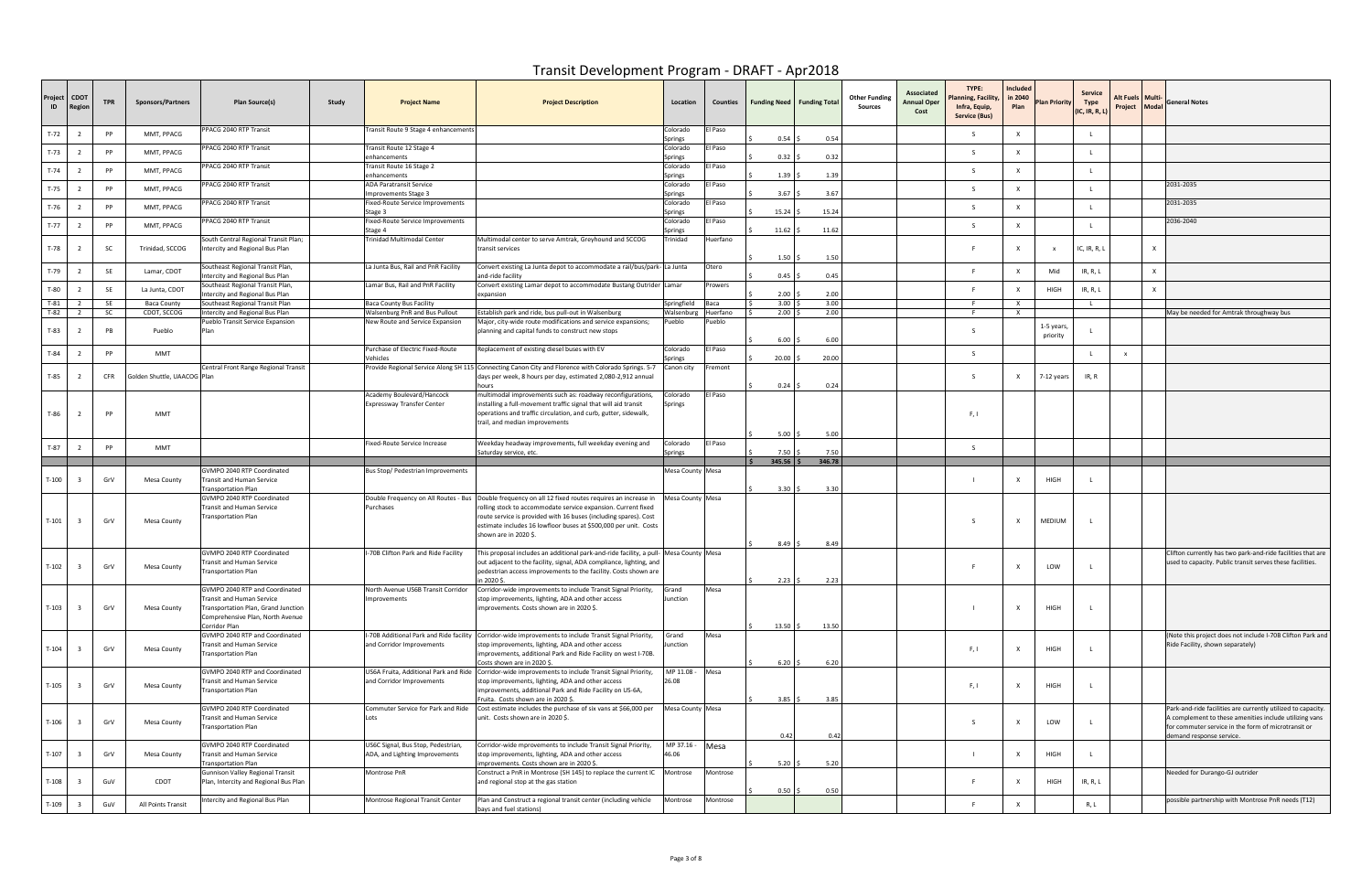# Transit Development Program - DRAFT - Apr2018

| Project ID | CDOT Region | TPR | Sponsors/Partners | Plan Source(s) | Study | Project Name | Project Description | Location | Counties | Funding Need | Funding Total | Other Funding Sources | Associated Annual Oper Cost | TYPE: Planning, Facility, Infra, Equip, Service (Bus) | Included in 2040 Plan | Plan Priority | Service Type (IC, IR, R, L) | Alt Fuels Project | Multi-Modal | General Notes |
|---|---|---|---|---|---|---|---|---|---|---|---|---|---|---|---|---|---|---|---|---|
| T-72 | 2 | PP | MMT, PPACG | PPACG 2040 RTP Transit | | Transit Route 9 Stage 4 enhancements | | Colorado Springs | El Paso | $ 0.54 | $ 0.54 | | | S | X | | L | | | |
| T-73 | 2 | PP | MMT, PPACG | PPACG 2040 RTP Transit | | Transit Route 12 Stage 4 enhancements | | Colorado Springs | El Paso | $ 0.32 | $ 0.32 | | | S | X | | L | | | |
| T-74 | 2 | PP | MMT, PPACG | PPACG 2040 RTP Transit | | Transit Route 16 Stage 2 enhancements | | Colorado Springs | El Paso | $ 1.39 | $ 1.39 | | | S | X | | L | | | |
| T-75 | 2 | PP | MMT, PPACG | PPACG 2040 RTP Transit | | ADA Paratransit Service Improvements Stage 3 | | Colorado Springs | El Paso | $ 3.67 | $ 3.67 | | | S | X | | L | | | 2031-2035 |
| T-76 | 2 | PP | MMT, PPACG | PPACG 2040 RTP Transit | | Fixed-Route Service Improvements Stage 3 | | Colorado Springs | El Paso | $ 15.24 | $ 15.24 | | | S | X | | L | | | 2031-2035 |
| T-77 | 2 | PP | MMT, PPACG | PPACG 2040 RTP Transit | | Fixed-Route Service Improvements Stage 4 | | Colorado Springs | El Paso | $ 11.62 | $ 11.62 | | | S | X | | L | | | 2036-2040 |
| T-78 | 2 | SC | Trinidad, SCCOG | South Central Regional Transit Plan; Intercity and Regional Bus Plan | | Trinidad Multimodal Center | Multimodal center to serve Amtrak, Greyhound and SCCOG transit services | Trinidad | Huerfano | $ 1.50 | $ 1.50 | | | F | X | x | IC, IR, R, L | | X | |
| T-79 | 2 | SE | Lamar, CDOT | Southeast Regional Transit Plan, Intercity and Regional Bus Plan | | La Junta Bus, Rail and PnR Facility | Convert existing La Junta depot to accommodate a rail/bus/park-and-ride facility | La Junta | Otero | $ 0.45 | $ 0.45 | | | F | X | Mid | IR, R, L | | X | |
| T-80 | 2 | SE | La Junta, CDOT | Southeast Regional Transit Plan, Intercity and Regional Bus Plan | | Lamar Bus, Rail and PnR Facility | Convert existing Lamar depot to accommodate Bustang Outrider expansion | Lamar | Prowers | $ 2.00 | $ 2.00 | | | F | X | HIGH | IR, R, L | | X | |
| T-81 | 2 | SE | Baca County | Southeast Regional Transit Plan | | Baca County Bus Facility | | Springfield | Baca | $ 3.00 | $ 3.00 | | | F | X | | L | | | |
| T-82 | 2 | SC | CDOT, SCCOG | Intercity and Regional Bus Plan | | Walsenburg PnR and Bus Pullout | Establish park and ride, bus pull-out in Walsenburg | Walsenburg | Huerfano | $ 2.00 | $ 2.00 | | | F | X | | | | | May be needed for Amtrak throughway bus |
| T-83 | 2 | PB | Pueblo | Pueblo Transit Service Expansion Plan | | New Route and Service Expansion | Major, city-wide route modifications and service expansions; planning and capital funds to construct new stops | Pueblo | Pueblo | $ 6.00 | $ 6.00 | | | S | | 1-5 years, priority | L | | | |
| T-84 | 2 | PP | MMT | | | Purchase of Electric Fixed-Route Vehicles | Replacement of existing diesel buses with EV | Colorado Springs | El Paso | $ 20.00 | $ 20.00 | | | S | | | L | x | | |
| T-85 | 2 | CFR | Golden Shuttle, UAACOG | Central Front Range Regional Transit Plan | | Provide Regional Service Along SH 115 | Connecting Canon City and Florence with Colorado Springs. 5-7 days per week, 8 hours per day, estimated 2,080-2,912 annual hours | Canon city | Fremont | $ 0.24 | $ 0.24 | | | S | X | 7-12 years | IR, R | | | |
| T-86 | 2 | PP | MMT | | | Academy Boulevard/Hancock Expressway Transfer Center | multimodal improvements such as: roadway reconfigurations, installing a full-movement traffic signal that will aid transit operations and traffic circulation, and curb, gutter, sidewalk, trail, and median improvements | Colorado Springs | El Paso | $ 5.00 | $ 5.00 | | | F, I | | | | | | |
| T-87 | 2 | PP | MMT | | | Fixed-Route Service Increase | Weekday headway improvements, full weekday evening and Saturday service, etc. | Colorado Springs | El Paso | $ 7.50 | $ 7.50 | | | S | | | | | | |
| | | | | | | | | | | $ 345.56 | $ 346.78 | | | | | | | | | |
| T-100 | 3 | GrV | Mesa County | GVMPO 2040 RTP Coordinated Transit and Human Service Transportation Plan | | Bus Stop/ Pedestrian Improvements | | Mesa County | Mesa | $ 3.30 | $ 3.30 | | | I | X | HIGH | L | | | |
| T-101 | 3 | GrV | Mesa County | GVMPO 2040 RTP Coordinated Transit and Human Service Transportation Plan | | Double Frequency on All Routes - Bus Purchases | Double frequency on all 12 fixed routes requires an increase in rolling stock to accommodate service expansion. Current fixed route service is provided with 16 buses (including spares). Cost estimate includes 16 lowfloor buses at $500,000 per unit. Costs shown are in 2020 $. | Mesa County | Mesa | $ 8.49 | $ 8.49 | | | S | X | MEDIUM | L | | | |
| T-102 | 3 | GrV | Mesa County | GVMPO 2040 RTP Coordinated Transit and Human Service Transportation Plan | | I-70B Clifton Park and Ride Facility | This proposal includes an additional park-and-ride facility, a pull-out adjacent to the facility, signal, ADA compliance, lighting, and pedestrian access improvements to the facility. Costs shown are in 2020 $. | Mesa County | Mesa | $ 2.23 | $ 2.23 | | | F | X | LOW | L | | | Clifton currently has two park-and-ride facilities that are used to capacity. Public transit serves these facilities. |
| T-103 | 3 | GrV | Mesa County | GVMPO 2040 RTP and Coordinated Transit and Human Service Transportation Plan, Grand Junction Comprehensive Plan, North Avenue Corridor Plan | | North Avenue US6B Transit Corridor Improvements | Corridor-wide improvements to include Transit Signal Priority, stop improvements, lighting, ADA and other access improvements. Costs shown are in 2020 $. | Grand Junction | Mesa | $ 13.50 | $ 13.50 | | | I | X | HIGH | L | | | |
| T-104 | 3 | GrV | Mesa County | GVMPO 2040 RTP and Coordinated Transit and Human Service Transportation Plan | | I-70B Additional Park and Ride facility and Corridor Improvements | Corridor-wide improvements to include Transit Signal Priority, stop improvements, lighting, ADA and other access improvements, additional Park and Ride Facility on west I-70B. Costs shown are in 2020 $. | Grand Junction | Mesa | $ 6.20 | $ 6.20 | | | F, I | X | HIGH | L | | | (Note this project does not include I-70B Clifton Park and Ride Facility, shown separately) |
| T-105 | 3 | GrV | Mesa County | GVMPO 2040 RTP and Coordinated Transit and Human Service Transportation Plan | | US6A Fruita, Additional Park and Ride and Corridor Improvements | Corridor-wide improvements to include Transit Signal Priority, stop improvements, lighting, ADA and other access improvements, additional Park and Ride Facility on US-6A, Fruita. Costs shown are in 2020 $. | MP 11.08 - 26.08 | Mesa | $ 3.85 | $ 3.85 | | | F, I | X | HIGH | L | | | |
| T-106 | 3 | GrV | Mesa County | GVMPO 2040 RTP Coordinated Transit and Human Service Transportation Plan | | Commuter Service for Park and Ride Lots | Cost estimate includes the purchase of six vans at $66,000 per unit. Costs shown are in 2020 $. | Mesa County | Mesa | 0.42 | 0.42 | | | S | X | LOW | L | | | Park-and-ride facilities are currently utilized to capacity. A complement to these amenities include utilizing vans for commuter service in the form of microtransit or demand response service. |
| T-107 | 3 | GrV | Mesa County | GVMPO 2040 RTP Coordinated Transit and Human Service Transportation Plan | | US6C Signal, Bus Stop, Pedestrian, ADA, and Lighting Improvements | Corridor-wide improvements to include Transit Signal Priority, stop improvements, lighting, ADA and other access improvements. Costs shown are in 2020 $. | MP 37.16 - 46.06 | Mesa | $ 5.20 | $ 5.20 | | | I | X | HIGH | L | | | |
| T-108 | 3 | GuV | CDOT | Gunnison Valley Regional Transit Plan, Intercity and Regional Bus Plan | | Montrose PnR | Construct a PnR in Montrose (SH 145) to replace the current IC and regional stop at the gas station | Montrose | Montrose | $ 0.50 | $ 0.50 | | | F | X | HIGH | IR, R, L | | | Needed for Durango-GJ outrider |
| T-109 | 3 | GuV | All Points Transit | Intercity and Regional Bus Plan | | Montrose Regional Transit Center | Plan and Construct a regional transit center (including vehicle bays and fuel stations) | Montrose | Montrose | | | | | F | X | | R, L | | | possible partnership with Montrose PnR needs (T12) |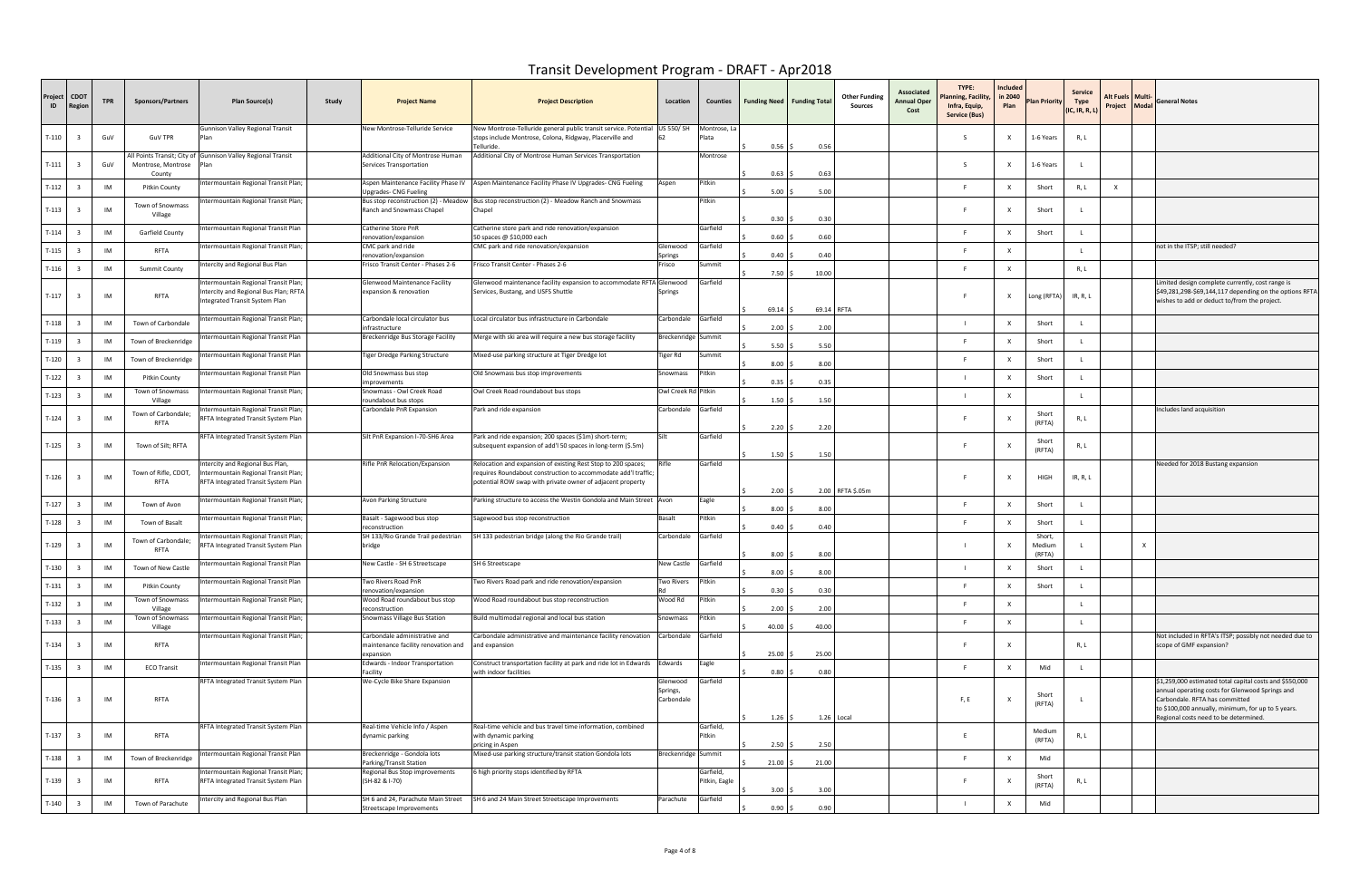# Transit Development Program - DRAFT - Apr2018

| Project ID | CDOT Region | TPR | Sponsors/Partners | Plan Source(s) | Study | Project Name | Project Description | Location | Counties | Funding Need | Funding Total | Other Funding Sources | Associated Annual Oper Cost | TYPE: Planning, Facility, Infra, Equip, Service (Bus) | Included in 2040 Plan | Plan Priority | Service Type (IC, IR, R, L) | Alt Fuels Project | Multi-Modal | General Notes |
|---|---|---|---|---|---|---|---|---|---|---|---|---|---|---|---|---|---|---|---|---|
| T-110 | 3 | GuV | GuV TPR | Gunnison Valley Regional Transit Plan | | New Montrose-Telluride Service | New Montrose-Telluride general public transit service. Potential stops include Montrose, Colona, Ridgway, Placerville and Telluride. | US 550/ SH 62 | Montrose, La Plata | $ 0.56 | $ 0.56 | | | S | X | 1-6 Years | R, L | | | |
| T-111 | 3 | GuV | All Points Transit; City of Montrose, Montrose County | Gunnison Valley Regional Transit Plan | | Additional City of Montrose Human Services Transportation | Additional City of Montrose Human Services Transportation | | Montrose | $ 0.63 | $ 0.63 | | | S | X | 1-6 Years | L | | | |
| T-112 | 3 | IM | Pitkin County | Intermountain Regional Transit Plan; | | Aspen Maintenance Facility Phase IV Upgrades- CNG Fueling | Aspen Maintenance Facility Phase IV Upgrades- CNG Fueling | Aspen | Pitkin | $ 5.00 | $ 5.00 | | | F | X | Short | R, L | X | | |
| T-113 | 3 | IM | Town of Snowmass Village | Intermountain Regional Transit Plan; | | Bus stop reconstruction (2) - Meadow Ranch and Snowmass Chapel | Bus stop reconstruction (2) - Meadow Ranch and Snowmass Chapel | | Pitkin | $ 0.30 | $ 0.30 | | | F | X | Short | L | | | |
| T-114 | 3 | IM | Garfield County | Intermountain Regional Transit Plan | | Catherine Store PnR renovation/expansion | Catherine store park and ride renovation/expansion 50 spaces @ $10,000 each | | Garfield | $ 0.60 | $ 0.60 | | | F | X | Short | L | | | |
| T-115 | 3 | IM | RFTA | Intermountain Regional Transit Plan; | | CMC park and ride renovation/expansion | CMC park and ride renovation/expansion | Glenwood Springs | Garfield | $ 0.40 | $ 0.40 | | | F | X | | L | | | not in the ITSP; still needed? |
| T-116 | 3 | IM | Summit County | Intercity and Regional Bus Plan | | Frisco Transit Center - Phases 2-6 | Frisco Transit Center - Phases 2-6 | Frisco | Summit | $ 7.50 | $ 10.00 | | | F | X | | R, L | | | |
| T-117 | 3 | IM | RFTA | Intermountain Regional Transit Plan; Intercity and Regional Bus Plan; RFTA Integrated Transit System Plan | | Glenwood Maintenance Facility expansion & renovation | Glenwood maintenance facility expansion to accommodate RFTA Services, Bustang, and USFS Shuttle | Glenwood Springs | Garfield | $ 69.14 | $ 69.14 | RFTA | | F | X | Long (RFTA) | IR, R, L | | | Limited design complete currently, cost range is $49,281,298-$69,144,117 depending on the options RFTA wishes to add or deduct to/from the project. |
| T-118 | 3 | IM | Town of Carbondale | Intermountain Regional Transit Plan; | | Carbondale local circulator bus infrastructure | Local circulator bus infrastructure in Carbondale | Carbondale | Garfield | $ 2.00 | $ 2.00 | | | I | X | Short | L | | | |
| T-119 | 3 | IM | Town of Breckenridge | Intermountain Regional Transit Plan | | Breckenridge Bus Storage Facility | Merge with ski area will require a new bus storage facility | Breckenridge | Summit | $ 5.50 | $ 5.50 | | | F | X | Short | L | | | |
| T-120 | 3 | IM | Town of Breckenridge | Intermountain Regional Transit Plan | | Tiger Dredge Parking Structure | Mixed-use parking structure at Tiger Dredge lot | Tiger Rd | Summit | $ 8.00 | $ 8.00 | | | F | X | Short | L | | | |
| T-122 | 3 | IM | Pitkin County | Intermountain Regional Transit Plan | | Old Snowmass bus stop improvements | Old Snowmass bus stop improvements | Snowmass | Pitkin | $ 0.35 | $ 0.35 | | | I | X | Short | L | | | |
| T-123 | 3 | IM | Town of Snowmass Village | Intermountain Regional Transit Plan; | | Snowmass - Owl Creek Road roundabout bus stops | Owl Creek Road roundabout bus stops | Owl Creek Rd | Pitkin | $ 1.50 | $ 1.50 | | | I | X | | L | | | |
| T-124 | 3 | IM | Town of Carbondale; RFTA | Intermountain Regional Transit Plan; RFTA Integrated Transit System Plan | | Carbondale PnR Expansion | Park and ride expansion | Carbondale | Garfield | $ 2.20 | $ 2.20 | | | F | X | Short (RFTA) | R, L | | | Includes land acquisition |
| T-125 | 3 | IM | Town of Silt; RFTA | RFTA Integrated Transit System Plan | | Silt PnR Expansion I-70-SH6 Area | Park and ride expansion; 200 spaces ($1m) short-term; subsequent expansion of add'l 50 spaces in long-term ($.5m) | Silt | Garfield | $ 1.50 | $ 1.50 | | | F | X | Short (RFTA) | R, L | | | |
| T-126 | 3 | IM | Town of Rifle, CDOT, RFTA | Intercity and Regional Bus Plan, Intermountain Regional Transit Plan; RFTA Integrated Transit System Plan | | Rifle PnR Relocation/Expansion | Relocation and expansion of existing Rest Stop to 200 spaces; requires Roundabout construction to accommodate add'l traffic; potential ROW swap with private owner of adjacent property | Rifle | Garfield | $ 2.00 | $ 2.00 | RFTA $.05m | | F | X | HIGH | IR, R, L | | | Needed for 2018 Bustang expansion |
| T-127 | 3 | IM | Town of Avon | Intermountain Regional Transit Plan; | | Avon Parking Structure | Parking structure to access the Westin Gondola and Main Street | Avon | Eagle | $ 8.00 | $ 8.00 | | | F | X | Short | L | | | |
| T-128 | 3 | IM | Town of Basalt | Intermountain Regional Transit Plan; | | Basalt - Sagewood bus stop reconstruction | Sagewood bus stop reconstruction | Basalt | Pitkin | $ 0.40 | $ 0.40 | | | F | X | Short | L | | | |
| T-129 | 3 | IM | Town of Carbondale; RFTA | Intermountain Regional Transit Plan; RFTA Integrated Transit System Plan | | SH 133/Rio Grande Trail pedestrian bridge | SH 133 pedestrian bridge (along the Rio Grande trail) | Carbondale | Garfield | $ 8.00 | $ 8.00 | | | I | X | Short, Medium (RFTA) | L | | X | |
| T-130 | 3 | IM | Town of New Castle | Intermountain Regional Transit Plan | | New Castle - SH 6 Streetscape | SH 6 Streetscape | New Castle | Garfield | $ 8.00 | $ 8.00 | | | I | X | Short | L | | | |
| T-131 | 3 | IM | Pitkin County | Intermountain Regional Transit Plan | | Two Rivers Road PnR renovation/expansion | Two Rivers Road park and ride renovation/expansion | Two Rivers Rd | Pitkin | $ 0.30 | $ 0.30 | | | F | X | Short | L | | | |
| T-132 | 3 | IM | Town of Snowmass Village | Intermountain Regional Transit Plan; | | Wood Road roundabout bus stop reconstruction | Wood Road roundabout bus stop reconstruction | Wood Rd | Pitkin | $ 2.00 | $ 2.00 | | | F | X | | L | | | |
| T-133 | 3 | IM | Town of Snowmass Village | Intermountain Regional Transit Plan; | | Snowmass Village Bus Station | Build multimodal regional and local bus station | Snowmass | Pitkin | $ 40.00 | $ 40.00 | | | F | X | | L | | | |
| T-134 | 3 | IM | RFTA | Intermountain Regional Transit Plan; | | Carbondale administrative and maintenance facility renovation and expansion | Carbondale administrative and maintenance facility renovation and expansion | Carbondale | Garfield | $ 25.00 | $ 25.00 | | | F | X | | R, L | | | Not included in RFTA's ITSP; possibly not needed due to scope of GMF expansion? |
| T-135 | 3 | IM | ECO Transit | Intermountain Regional Transit Plan | | Edwards - Indoor Transportation Facility | Construct transportation facility at park and ride lot in Edwards with indoor facilities | Edwards | Eagle | $ 0.80 | $ 0.80 | | | F | X | Mid | L | | | |
| T-136 | 3 | IM | RFTA | RFTA Integrated Transit System Plan | | We-Cycle Bike Share Expansion | | Glenwood Springs, Carbondale | Garfield | $ 1.26 | $ 1.26 | Local | | F, E | X | Short (RFTA) | L | | | $1,259,000 estimated total capital costs and $550,000 annual operating costs for Glenwood Springs and Carbondale. RFTA has committed to $100,000 annually, minimum, for up to 5 years. Regional costs need to be determined. |
| T-137 | 3 | IM | RFTA | RFTA Integrated Transit System Plan | | Real-time Vehicle Info / Aspen dynamic parking | Real-time vehicle and bus travel time information, combined with dynamic parking pricing in Aspen | | Garfield, Pitkin | $ 2.50 | $ 2.50 | | | E | | Medium (RFTA) | R, L | | | |
| T-138 | 3 | IM | Town of Breckenridge | Intermountain Regional Transit Plan | | Breckenridge - Gondola lots Parking/Transit Station | Mixed-use parking structure/transit station Gondola lots | Breckenridge | Summit | $ 21.00 | $ 21.00 | | | F | X | Mid | | | | |
| T-139 | 3 | IM | RFTA | Intermountain Regional Transit Plan; RFTA Integrated Transit System Plan | | Regional Bus Stop Improvements (SH-82 & I-70) | 6 high priority stops identified by RFTA | | Garfield, Pitkin, Eagle | $ 3.00 | $ 3.00 | | | F | X | Short (RFTA) | R, L | | | |
| T-140 | 3 | IM | Town of Parachute | Intercity and Regional Bus Plan | | SH 6 and 24, Parachute Main Street Streetscape Improvements | SH 6 and 24 Main Street Streetscape Improvements | Parachute | Garfield | $ 0.90 | $ 0.90 | | | I | X | Mid | | | | |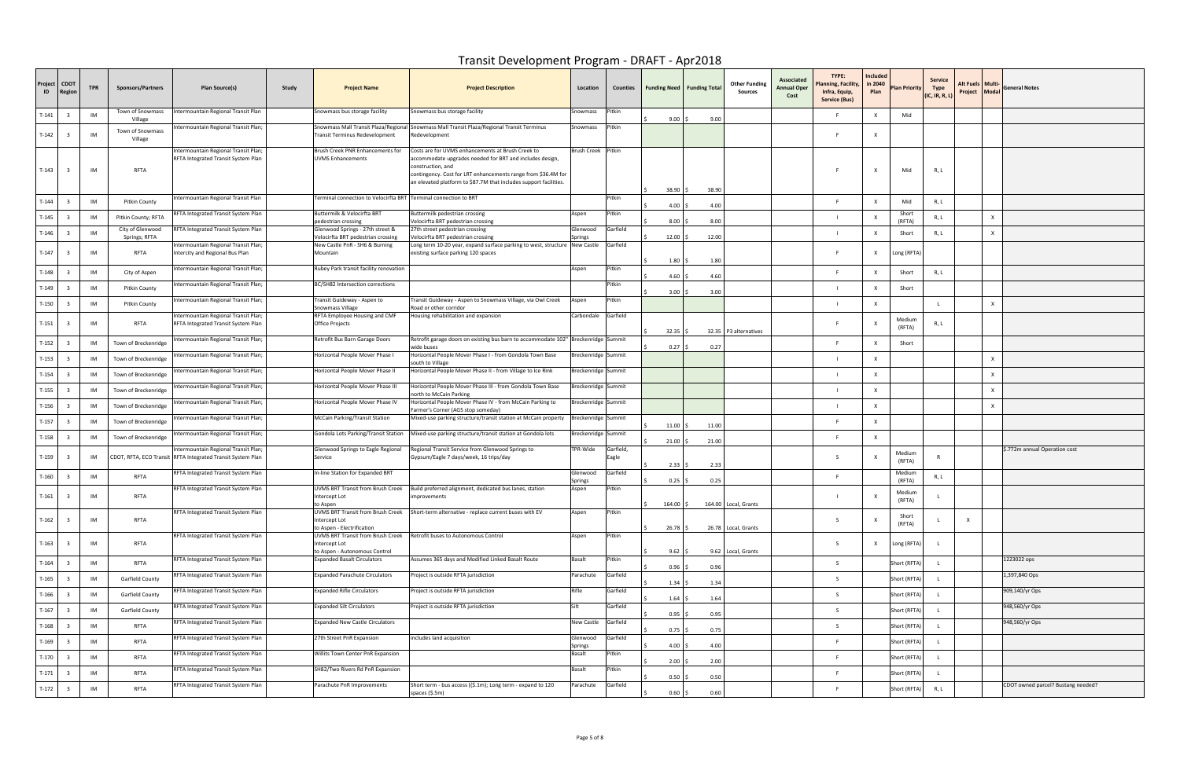# Transit Development Program - DRAFT - Apr2018

| Project ID | CDOT Region | TPR | Sponsors/Partners | Plan Source(s) | Study | Project Name | Project Description | Location | Counties | Funding Need | Funding Total | Other Funding Sources | Associated Annual Oper Cost | TYPE: Planning, Facility, Infra, Equip, Service (Bus) | Included in 2040 Plan | Plan Priority | Service Type (IC, IR, R, L) | Alt Fuels Project | Multi-Modal | General Notes |
|---|---|---|---|---|---|---|---|---|---|---|---|---|---|---|---|---|---|---|---|---|
| T-141 | 3 | IM | Town of Snowmass Village | Intermountain Regional Transit Plan | | Snowmass bus storage facility | Snowmass bus storage facility | Snowmass | Pitkin | $ 9.00 | $ 9.00 | | | F | X | Mid | | | | |
| T-142 | 3 | IM | Town of Snowmass Village | Intermountain Regional Transit Plan; | | Snowmass Mall Transit Plaza/Regional Transit Terminus Redevelopment | Snowmass Mall Transit Plaza/Regional Transit Terminus Redevelopment | Snowmass | Pitkin | | | | | F | X | | | | | |
| T-143 | 3 | IM | RFTA | Intermountain Regional Transit Plan; RFTA Integrated Transit System Plan | | Brush Creek PNR Enhancements for UVMS Enhancements | Costs are for UVMS enhancements at Brush Creek to accommodate upgrades needed for BRT and includes design, construction, and contingency. Cost for LRT enhancements range from $36.4M for an elevated platform to $87.7M that includes support facilities. | Brush Creek | Pitkin | $ 38.90 | $ 38.90 | | | F | X | Mid | R, L | | | |
| T-144 | 3 | IM | Pitkin County | Intermountain Regional Transit Plan | | Terminal connection to Velocirfta BRT | Terminal connection to BRT | | Pitkin | $ 4.00 | $ 4.00 | | | F | X | Mid | R, L | | | |
| T-145 | 3 | IM | Pitkin County; RFTA | RFTA Integrated Transit System Plan | | Buttermilk & Velocirfta BRT pedestrian crossing | Buttermilk pedestrian crossing Velocirfta BRT pedestrian crossing | Aspen | Pitkin | $ 8.00 | $ 8.00 | | | I | X | Short (RFTA) | R, L | | X | |
| T-146 | 3 | IM | City of Glenwood Springs; RFTA | RFTA Integrated Transit System Plan | | Glenwood Springs - 27th street & Velocirfta BRT pedestrian crossing | 27th street pedestrian crossing Velocirfta BRT pedestrian crossing | Glenwood Springs | Garfield | $ 12.00 | $ 12.00 | | | I | X | Short | R, L | | X | |
| T-147 | 3 | IM | RFTA | Intermountain Regional Transit Plan; Intercity and Regional Bus Plan | | New Castle PnR - SH6 & Burning Mountain | Long term 10-20 year, expand surface parking to west, structure existing surface parking 120 spaces | New Castle | Garfield | $ 1.80 | $ 1.80 | | | F | X | Long (RFTA) | | | | |
| T-148 | 3 | IM | City of Aspen | Intermountain Regional Transit Plan; | | Rubey Park transit facility renovation | | Aspen | Pitkin | $ 4.60 | $ 4.60 | | | F | X | Short | R, L | | | |
| T-149 | 3 | IM | Pitkin County | Intermountain Regional Transit Plan; | | BC/SH82 Intersection corrections | | | Pitkin | $ 3.00 | $ 3.00 | | | I | X | Short | | | | |
| T-150 | 3 | IM | Pitkin County | Intermountain Regional Transit Plan; | | Transit Guideway - Aspen to Snowmass Village | Transit Guideway - Aspen to Snowmass Village, via Owl Creek Road or other corridor | Aspen | Pitkin | | | | | I | X | | L | | X | |
| T-151 | 3 | IM | RFTA | Intermountain Regional Transit Plan; RFTA Integrated Transit System Plan | | RFTA Employee Housing and CMF Office Projects | Housing rehabilitation and expansion | Carbondale | Garfield | $ 32.35 | $ 32.35 | P3 alternatives | | F | X | Medium (RFTA) | R, L | | | |
| T-152 | 3 | IM | Town of Breckenridge | Intermountain Regional Transit Plan; | | Retrofit Bus Barn Garage Doors | Retrofit garage doors on existing bus barn to accommodate 102" wide buses | Breckenridge | Summit | $ 0.27 | $ 0.27 | | | F | X | Short | | | | |
| T-153 | 3 | IM | Town of Breckenridge | Intermountain Regional Transit Plan; | | Horizontal People Mover Phase I | Horizontal People Mover Phase I - from Gondola Town Base south to Village | Breckenridge | Summit | | | | | I | X | | | | X | |
| T-154 | 3 | IM | Town of Breckenridge | Intermountain Regional Transit Plan; | | Horizontal People Mover Phase II | Horizontal People Mover Phase II - from Village to Ice Rink | Breckenridge | Summit | | | | | I | X | | | | X | |
| T-155 | 3 | IM | Town of Breckenridge | Intermountain Regional Transit Plan; | | Horizontal People Mover Phase III | Horizontal People Mover Phase III - from Gondola Town Base north to McCain Parking | Breckenridge | Summit | | | | | I | X | | | | X | |
| T-156 | 3 | IM | Town of Breckenridge | Intermountain Regional Transit Plan; | | Horizontal People Mover Phase IV | Horizontal People Mover Phase IV - from McCain Parking to Farmer's Corner (AGS stop someday) | Breckenridge | Summit | | | | | I | X | | | | X | |
| T-157 | 3 | IM | Town of Breckenridge | Intermountain Regional Transit Plan; | | McCain Parking/Transit Station | Mixed-use parking structure/transit station at McCain property | Breckenridge | Summit | $ 11.00 | $ 11.00 | | | F | X | | | | | |
| T-158 | 3 | IM | Town of Breckenridge | Intermountain Regional Transit Plan; | | Gondola Lots Parking/Transit Station | Mixed-use parking structure/transit station at Gondola lots | Breckenridge | Summit | $ 21.00 | $ 21.00 | | | F | X | | | | | |
| T-159 | 3 | IM | CDOT, RFTA, ECO Transit | Intermountain Regional Transit Plan; RFTA Integrated Transit System Plan | | Glenwood Springs to Eagle Regional Service | Regional Transit Service from Glenwood Springs to Gypsum/Eagle 7 days/week, 16 trips/day | TPR-Wide | Garfield, Eagle | $ 2.33 | $ 2.33 | | | S | X | Medium (RFTA) | R | | | $.772m annual Operation cost |
| T-160 | 3 | IM | RFTA | RFTA Integrated Transit System Plan | | In-line Station for Expanded BRT | | Glenwood Springs | Garfield | $ 0.25 | $ 0.25 | | | F | | Medium (RFTA) | R, L | | | |
| T-161 | 3 | IM | RFTA | RFTA Integrated Transit System Plan | | UVMS BRT Transit from Brush Creek Intercept Lot to Aspen | Build preferred alignment, dedicated bus lanes, station improvements | Aspen | Pitkin | $ 164.00 | $ 164.00 | Local, Grants | | I | X | Medium (RFTA) | L | | | |
| T-162 | 3 | IM | RFTA | RFTA Integrated Transit System Plan | | UVMS BRT Transit from Brush Creek Intercept Lot to Aspen - Electrification | Short-term alternative - replace current buses with EV | Aspen | Pitkin | $ 26.78 | $ 26.78 | Local, Grants | | S | X | Short (RFTA) | L | X | | |
| T-163 | 3 | IM | RFTA | RFTA Integrated Transit System Plan | | UVMS BRT Transit from Brush Creek Intercept Lot to Aspen - Autonomous Control | Retrofit buses to Autonomous Control | Aspen | Pitkin | $ 9.62 | $ 9.62 | Local, Grants | | S | X | Long (RFTA) | L | | | |
| T-164 | 3 | IM | RFTA | RFTA Integrated Transit System Plan | | Expanded Basalt Circulators | Assumes 365 days and Modified Linked Basalt Route | Basalt | Pitkin | $ 0.96 | $ 0.96 | | | S | | Short (RFTA) | L | | | 1223022 ops |
| T-165 | 3 | IM | Garfield County | RFTA Integrated Transit System Plan | | Expanded Parachute Circulators | Project is outside RFTA jurisdiction | Parachute | Garfield | $ 1.34 | $ 1.34 | | | S | | Short (RFTA) | L | | | 1,397,840 Ops |
| T-166 | 3 | IM | Garfield County | RFTA Integrated Transit System Plan | | Expanded Rifle Circulators | Project is outside RFTA jurisdiction | Rifle | Garfield | $ 1.64 | $ 1.64 | | | S | | Short (RFTA) | L | | | 909,140/yr Ops |
| T-167 | 3 | IM | Garfield County | RFTA Integrated Transit System Plan | | Expanded Silt Circulators | Project is outside RFTA jurisdiction | Silt | Garfield | $ 0.95 | $ 0.95 | | | S | | Short (RFTA) | L | | | 948,560/yr Ops |
| T-168 | 3 | IM | RFTA | RFTA Integrated Transit System Plan | | Expanded New Castle Circulators | | New Castle | Garfield | $ 0.75 | $ 0.75 | | | S | | Short (RFTA) | L | | | 948,560/yr Ops |
| T-169 | 3 | IM | RFTA | RFTA Integrated Transit System Plan | | 27th Street PnR Expansion | includes land acquisition | Glenwood Springs | Garfield | $ 4.00 | $ 4.00 | | | F | | Short (RFTA) | L | | | |
| T-170 | 3 | IM | RFTA | RFTA Integrated Transit System Plan | | Willits Town Center PnR Expansion | | Basalt | Pitkin | $ 2.00 | $ 2.00 | | | F | | Short (RFTA) | L | | | |
| T-171 | 3 | IM | RFTA | RFTA Integrated Transit System Plan | | SH82/Two Rivers Rd PnR Expansion | | Basalt | Pitkin | $ 0.50 | $ 0.50 | | | F | | Short (RFTA) | L | | | |
| T-172 | 3 | IM | RFTA | RFTA Integrated Transit System Plan | | Parachute PnR Improvements | Short term - bus access ($.1m); Long term - expand to 120 spaces ($.5m) | Parachute | Garfield | $ 0.60 | $ 0.60 | | | F | | Short (RFTA) | R, L | | | CDOT owned parcel? Bustang needed? |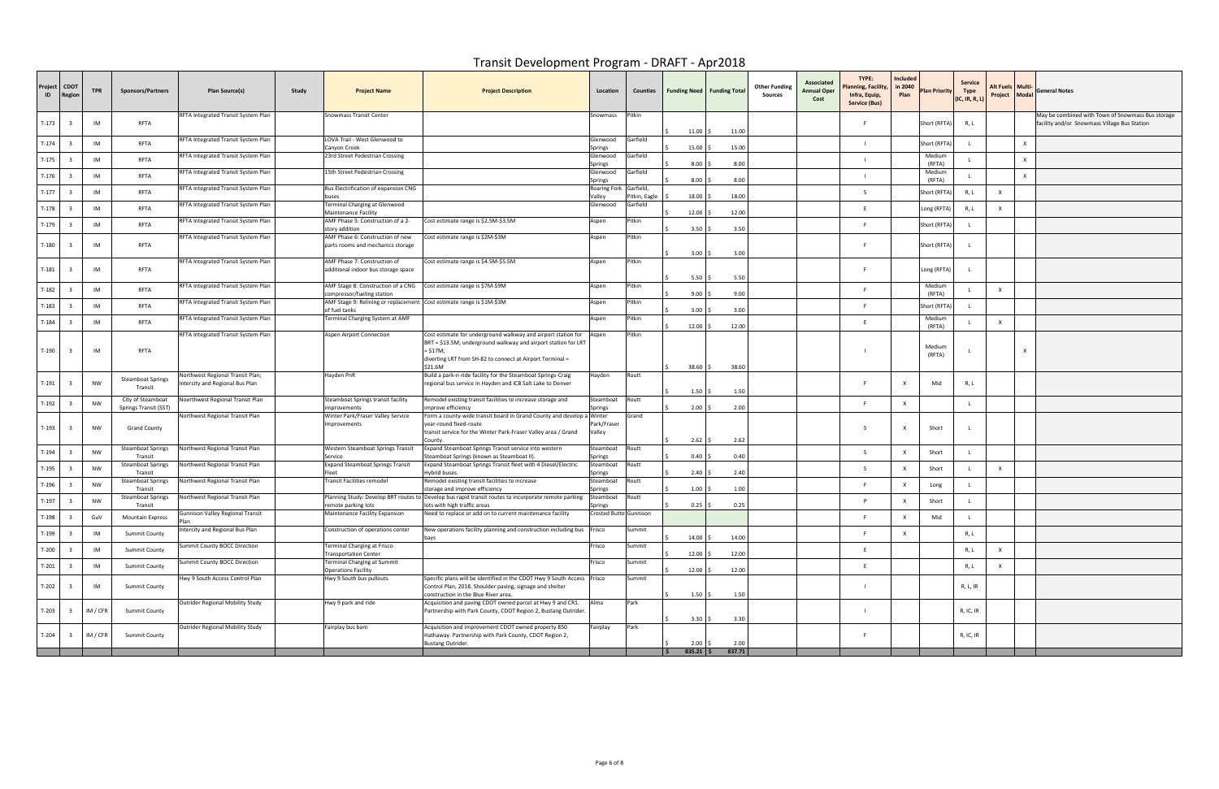# Transit Development Program - DRAFT - Apr2018

| Project ID | CDOT Region | TPR | Sponsors/Partners | Plan Source(s) | Study | Project Name | Project Description | Location | Counties | Funding Need | Funding Total | Other Funding Sources | Associated Annual Oper Cost | TYPE: Planning, Facility, Infra, Equip, Service (Bus) | Included in 2040 Plan | Plan Priority | Service Type (IC, IR, R, L) | Alt Fuels Project | Multi-Modal | General Notes |
|---|---|---|---|---|---|---|---|---|---|---|---|---|---|---|---|---|---|---|---|---|
| T-173 | 3 | IM | RFTA | RFTA Integrated Transit System Plan | | Snowmass Transit Center | | Snowmass | Pitkin | $ 11.00 | $ 11.00 | | | F | | Short (RFTA) | R, L | | | May be combined with Town of Snowmass Bus storage facility and/or Snowmass Village Bus Station |
| T-174 | 3 | IM | RFTA | RFTA Integrated Transit System Plan | | LOVA Trail - West Glenwood to Canyon Creek | | Glenwood Springs | Garfield | $ 15.00 | $ 15.00 | | | I | | Short (RFTA) | L | | X | |
| T-175 | 3 | IM | RFTA | RFTA Integrated Transit System Plan | | 23rd Street Pedestrian Crossing | | Glenwood Springs | Garfield | $ 8.00 | $ 8.00 | | | I | | Medium (RFTA) | L | | X | |
| T-176 | 3 | IM | RFTA | RFTA Integrated Transit System Plan | | 15th Street Pedestrian Crossing | | Glenwood Springs | Garfield | $ 8.00 | $ 8.00 | | | I | | Medium (RFTA) | L | | X | |
| T-177 | 3 | IM | RFTA | RFTA Integrated Transit System Plan | | Bus Electrification of expansion CNG buses | | Roaring Fork Valley | Garfield, Pitkin, Eagle | $ 18.00 | $ 18.00 | | | S | | Short (RFTA) | R, L | X | | |
| T-178 | 3 | IM | RFTA | RFTA Integrated Transit System Plan | | Terminal Charging at Glenwood Maintenance Facility | | Glenwood | Garfield | $ 12.00 | $ 12.00 | | | E | | Long (RFTA) | R, L | X | | |
| T-179 | 3 | IM | RFTA | RFTA Integrated Transit System Plan | | AMF Phase 5: Construction of a 2-story addition | Cost estimate range is $2.5M-$3.5M | Aspen | Pitkin | $ 3.50 | $ 3.50 | | | F | | Short (RFTA) | L | | | |
| T-180 | 3 | IM | RFTA | RFTA Integrated Transit System Plan | | AMF Phase 6: Construction of new parts rooms and mechanics storage | Cost estimate range is $2M-$3M | Aspen | Pitkin | $ 3.00 | $ 3.00 | | | F | | Short (RFTA) | L | | | |
| T-181 | 3 | IM | RFTA | RFTA Integrated Transit System Plan | | AMF Phase 7: Construction of additional indoor bus storage space | Cost estimate range is $4.5M-$5.5M | Aspen | Pitkin | $ 5.50 | $ 5.50 | | | F | | Long (RFTA) | L | | | |
| T-182 | 3 | IM | RFTA | RFTA Integrated Transit System Plan | | AMF Stage 8: Construction of a CNG compressor/fueling station | Cost estimate range is $7M-$9M | Aspen | Pitkin | $ 9.00 | $ 9.00 | | | F | | Medium (RFTA) | L | X | | |
| T-183 | 3 | IM | RFTA | RFTA Integrated Transit System Plan | | AMF Stage 9: Relining or replacement of fuel tanks | Cost estimate range is $1M-$3M | Aspen | Pitkin | $ 3.00 | $ 3.00 | | | F | | Short (RFTA) | L | | | |
| T-184 | 3 | IM | RFTA | RFTA Integrated Transit System Plan | | Terminal Charging System at AMF | | Aspen | Pitkin | $ 12.00 | $ 12.00 | | | E | | Medium (RFTA) | L | X | | |
| T-190 | 3 | IM | RFTA | RFTA Integrated Transit System Plan | | Aspen Airport Connection | Cost estimate for underground walkway and airport station for BRT = $13.5M; underground walkway and airport station for LRT = $17M; diverting LRT from SH-82 to connect at Airport Terminal = $21.6M | Aspen | Pitkin | $ 38.60 | $ 38.60 | | | I | | Medium (RFTA) | L | | X | |
| T-191 | 3 | NW | Steamboat Springs Transit | Northwest Regional Transit Plan; Intercity and Regional Bus Plan | | Hayden PnR | Build a park-n-ride facility for the Steamboat Springs-Craig regional bus service in Hayden and ICB Salt Lake to Denver | Hayden | Routt | $ 1.50 | $ 1.50 | | | F | X | Mid | R, L | | | |
| T-192 | 3 | NW | City of Steamboat Springs Transit (SST) | Noerthwest Regional Transit Plan | | Steamboat Springs transit facility improvements | Remodel existing transit facilities to increase storage and improve efficiency | Steamboat Springs | Routt | $ 2.00 | $ 2.00 | | | F | X | | L | | | |
| T-193 | 3 | NW | Grand County | Northwest Regional Transit Plan | | Winter Park/Fraser Valley Service Improvements | Form a county-wide transit board in Grand County and develop a year-round fixed-route transit service for the Winter Park-Fraser Valley area / Grand County. | Winter Park/Fraser Valley | Grand | $ 2.62 | $ 2.62 | | | S | X | Short | L | | | |
| T-194 | 3 | NW | Steamboat Springs Transit | Northwest Regional Transit Plan | | Western Steamboat Springs Transit Service | Expand Steamboat Springs Transit service into western Steamboat Springs (known as Steamboat II). | Steamboat Springs | Routt | $ 0.40 | $ 0.40 | | | S | X | Short | L | | | |
| T-195 | 3 | NW | Steamboat Springs Transit | Northwest Regional Transit Plan | | Expand Steamboat Springs Transit Fleet | Expand Steamboat Springs Transit fleet with 4 Diesel/Electric Hybrid buses. | Steamboat Springs | Routt | $ 2.40 | $ 2.40 | | | S | X | Short | L | X | | |
| T-196 | 3 | NW | Steamboat Springs Transit | Northwest Regional Transit Plan | | Transit Facilities remodel | Remodel existing transit facilities to increase storage and improve efficiency | Steamboat Springs | Routt | $ 1.00 | $ 1.00 | | | F | X | Long | L | | | |
| T-197 | 3 | NW | Steamboat Springs Transit | Northwest Regional Transit Plan | | Planning Study: Develop BRT routes to remote parking lots | Develop bus rapid transit routes to incorporate remote parking lots with high traffic areas | Steamboat Springs | Routt | $ 0.25 | $ 0.25 | | | P | X | Short | L | | | |
| T-198 | 3 | GvV | Mountain Express | Gunnison Valley Regional Transit Plan | | Maintenance Facility Expansion | Need to replace or add on to current maintenance facility | Crested Butte | Gunnison | | | | | F | X | Mid | L | | | |
| T-199 | 3 | IM | Summit County | Intercity and Regional Bus Plan | | Construction of operations center | New operations facility planning and construction including bus bays | Frisco | Summit | $ 14.00 | $ 14.00 | | | F | X | | R, L | | | |
| T-200 | 3 | IM | Summit County | Summit County BOCC Direction | | Terminal Charging at Frisco Transportation Center | | Frisco | Summit | $ 12.00 | $ 12.00 | | | E | | | R, L | X | | |
| T-201 | 3 | IM | Summit County | Summit County BOCC Direction | | Terminal Charging at Summit Operations Facility | | Frisco | Summit | $ 12.00 | $ 12.00 | | | E | | | R, L | X | | |
| T-202 | 3 | IM | Summit County | Hwy 9 South Access Control Plan | | Hwy 9 South bus pullouts | Specific plans will be identified in the CDOT Hwy 9 South Access Control Plan, 2018. Shoulder paving, signage and shelter construction in the Blue River area. | Frisco | Summit | $ 1.50 | $ 1.50 | | | I | | | R, L, IR | | | |
| T-203 | 3 | IM / CFR | Summit County | Outrider Regional Mobility Study | | Hwy 9 park and ride | Acquisition and paving CDOT owned parcel at Hwy 9 and CR1. Partnership with Park County, CDOT Region 2, Bustang Outrider. | Alma | Park | $ 3.30 | $ 3.30 | | | I | | | R, IC, IR | | | |
| T-204 | 3 | IM / CFR | Summit County | Outrider Regional Mobility Study | | Fairplay bus barn | Acquisition and improvement CDOT owned property 850 Hathaway. Partnership with Park County, CDOT Region 2, Bustang Outrider. | Fairplay | Park | $ 2.00 | $ 2.00 | | | F | | | R, IC, IR | | | |
| | | | | | | | | | | $ 835.21 | $ 837.71 | | | | | | | | | |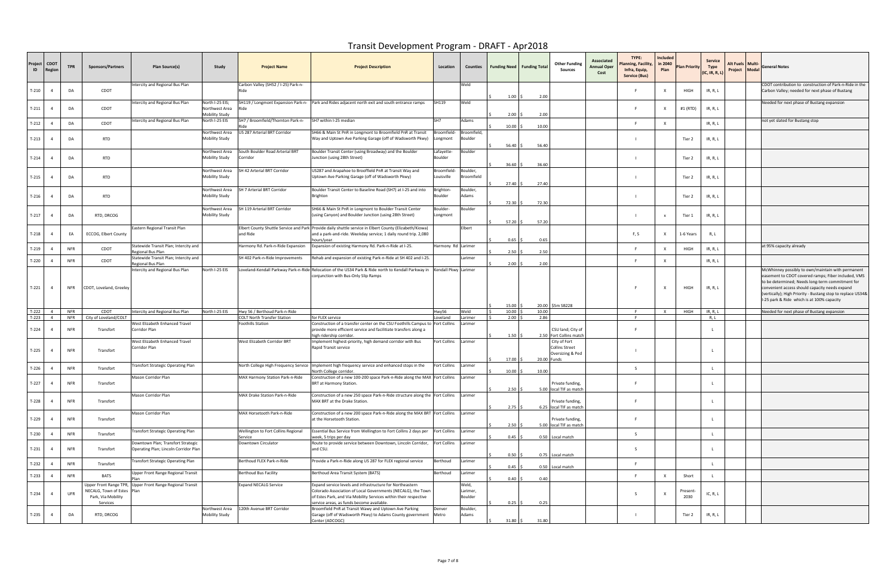# Transit Development Program - DRAFT - Apr2018

| Project ID | CDOT Region | TPR | Sponsors/Partners | Plan Source(s) | Study | Project Name | Project Description | Location | Counties | Funding Need | Funding Total | Other Funding Sources | Associated Annual Oper Cost | TYPE: Planning, Facility, Infra, Equip, Service (Bus) | Included in 2040 Plan | Plan Priority | Service Type (IC, IR, R, L) | Alt Fuels Project | Multi-Modal | General Notes |
|---|---|---|---|---|---|---|---|---|---|---|---|---|---|---|---|---|---|---|---|---|
| T-210 | 4 | DA | CDOT | Intercity and Regional Bus Plan | | Carbon Valley (SH52 / I-25) Park-n-Ride | | | Weld | $ 1.00 | $ 2.00 | | | F | X | HIGH | IR, R, L | | | CDOT contribution to construction of Park-n-Ride in the Carbon Valley; needed for next phase of Bustang |
| T-211 | 4 | DA | CDOT | Intercity and Regional Bus Plan | North I-25 EIS; Northwest Area Mobility Study | SH119 / Longmont Expansion Park-n-Ride | Park and Rides adjacent north exit and south entrance ramps | SH119 | Weld | $ 2.00 | $ 2.00 | | | F | X | #1 (RTD) | IR, R, L | | | Needed for next phase of Bustang expansion |
| T-212 | 4 | DA | CDOT | Intercity and Regional Bus Plan | North I-25 EIS | SH7 / Broomfield/Thornton Park-n-Ride | SH7 within I-25 median | SH7 | Adams | $ 10.00 | $ 10.00 | | | F | X | | IR, R, L | | | not yet slated for Bustang stop |
| T-213 | 4 | DA | RTD | | Northwest Area Mobility Study | US 287 Arterial BRT Corridor | SH66 & Main St PnR in Longmont to Broomfield PnR at Transit Way and Uptown Ave Parking Garage (off of Wadsworth Pkwy) | Broomfield-Longmont | Broomfield, Boulder | $ 56.40 | $ 56.40 | | | I | | Tier 2 | IR, R, L | | | |
| T-214 | 4 | DA | RTD | | Northwest Area Mobility Study | South Boulder Road Arterial BRT Corridor | Boulder Transit Center (using Broadway) and the Boulder Junction (using 28th Street) | Lafayette-Boulder | Boulder | $ 36.60 | $ 36.60 | | | I | | Tier 2 | IR, R, L | | | |
| T-215 | 4 | DA | RTD | | Northwest Area Mobility Study | SH 42 Arterial BRT Corridor | US287 and Arapahoe to Brooffield PnR at Transit Way and Uptown Ave Parking Garage (off of Wadsworth Pkwy) | Broomfield-Louisville | Boulder, Broomfield | $ 27.40 | $ 27.40 | | | I | | Tier 2 | IR, R, L | | | |
| T-216 | 4 | DA | RTD | | Northwest Area Mobility Study | SH 7 Arterial BRT Corridor | Boulder Transit Center to Baseline Road (SH7) at I-25 and into Brighton | Brighton-Boulder | Boulder, Adams | $ 72.30 | $ 72.30 | | | I | | Tier 2 | IR, R, L | | | |
| T-217 | 4 | DA | RTD, DRCOG | | Northwest Area Mobility Study | SH 119 Arterial BRT Corridor | SH66 & Main St PnR in Longmont to Boulder Transit Center (using Canyon) and Boulder Junction (using 28th Street) | Boulder-Longmont | Boulder | $ 57.20 | $ 57.20 | | | I | x | Tier 1 | IR, R, L | | | |
| T-218 | 4 | EA | ECCOG, Elbert County | Eastern Regional Transit Plan | | Elbert County Shuttle Service and Park and Ride | Provide daily shuttle service in Elbert County (Elizabeth/Kiowa) and a park-and-ride. Weekday service; 1 daily round trip. 2,080 hours/year. | | Elbert | $ 0.65 | $ 0.65 | | | F, S | X | 1-6 Years | R, L | | | |
| T-219 | 4 | NFR | CDOT | Statewide Transit Plan; Intercity and Regional Bus Plan | | Harmony Rd. Park-n-Ride Expansion | Expansion of existing Harmony Rd. Park-n-Ride at I-25. | Harmony Rd | Larimer | $ 2.50 | $ 2.50 | | | F | X | HIGH | IR, R, L | | | at 95% capacity already |
| T-220 | 4 | NFR | CDOT | Statewide Transit Plan; Intercity and Regional Bus Plan | | SH 402 Park-n-Ride Improvements | Rehab and expansion of existing Park-n-Ride at SH 402 and I-25. | | Larimer | $ 2.00 | $ 2.00 | | | F | X | | IR, R, L | | | |
| T-221 | 4 | NFR | CDOT, Loveland, Greeley | Intercity and Regional Bus Plan | North I-25 EIS | Loveland-Kendall Parkway Park-n-Ride | Relocation of the US34 Park & Ride north to Kendall Parkway in conjunction with Bus-Only Slip Ramps | Kendall Pkwy | Larimer | $ 15.00 | $ 20.00 | $5m SB228 | | F | X | HIGH | IR, R, L | | | McWhinney possibly to own/maintain with permanent easement to CDOT covered ramps; Fiber included, VMS to be determined; Needs long-term commitment for convenient access should capacity needs expand (vertically); High Priority - Bustang stop to replace US34& I-25 park & Ride which is at 100% capacity |
| T-222 | 4 | NFR | CDOT | Intercity and Regional Bus Plan | North I-25 EIS | Hwy 56 / Berthoud Park-n-Ride | | Hwy56 | Weld | $ 10.00 | $ 10.00 | | | F | X | HIGH | IR, R, L | | | Needed for next phase of Bustang expansion |
| T-223 | 4 | NFR | City of Loveland/COLT | | | COLT North Transfer Station | for FLEX service | Loveland | Larimer | $ 2.00 | $ 2.86 | | | F | | | R, L | | | |
| T-224 | 4 | NFR | Transfort | West Elizabeth Enhanced Travel Corridor Plan | | Foothills Station | Construction of a transfer center on the CSU Foothills Campus to provide more efficient service and facilitiate transfers along a high ridership corridor. | Fort Collins | Larimer | $ 1.50 | $ 2.50 | CSU land; City of Fort Collins match | | F | | | L | | | |
| T-225 | 4 | NFR | Transfort | West Elizabeth Enhanced Travel Corridor Plan | | West Elizabeth Corridor BRT | Implement highest-priority, high demand corridor with Bus Rapid Transit service | Fort Collins | Larimer | $ 17.00 | $ 20.00 | City of Fort Collins Street Oversizing & Ped Funds | | I | | | L | | | |
| T-226 | 4 | NFR | Transfort | Transfort Strategic Operating Plan | | North College High Frequency Service | Implement high frequency service and enhanced stops in the North College corridor. | Fort Collins | Larimer | $ 10.00 | $ 10.00 | | | S | | | L | | | |
| T-227 | 4 | NFR | Transfort | Mason Corridor Plan | | MAX Harmony Station Park-n-Ride | Construction of a new 100-200 space Park-n-Ride along the MAX BRT at Harmony Station. | Fort Collins | Larimer | $ 2.50 | $ 5.00 | Private funding, local TIF as match | | F | | | L | | | |
| T-228 | 4 | NFR | Transfort | Mason Corridor Plan | | MAX Drake Station Park-n-Ride | Construction of a new 250 space Park-n-Ride structure along the MAX BRT at the Drake Station. | Fort Collins | Larimer | $ 2.75 | $ 6.25 | Private funding, local TIF as match | | F | | | L | | | |
| T-229 | 4 | NFR | Transfort | Mason Corridor Plan | | MAX Horsetooth Park-n-Ride | Construction of a new 200 space Park-n-Ride along the MAX BRT at the Horsetooth Station. | Fort Collins | Larimer | $ 2.50 | $ 5.00 | Private funding, local TIF as match | | F | | | L | | | |
| T-230 | 4 | NFR | Transfort | Transfort Strategic Operating Plan | | Wellington to Fort Collins Regional Service | Essential Bus Service from Wellington to Fort Collins 2 days per week, 5 trips per day | Fort Collins | Larimer | $ 0.45 | $ 0.50 | Local match | | S | | | L | | | |
| T-231 | 4 | NFR | Transfort | Downtown Plan; Transfort Strategic Operating Plan; Lincoln Corridor Plan | | Downtown Circulator | Route to provide service between Downtown, Lincoln Corridor, and CSU. | Fort Collins | Larimer | $ 0.50 | $ 0.75 | Local match | | S | | | L | | | |
| T-232 | 4 | NFR | Transfort | Transfort Strategic Operating Plan | | Berthoud FLEX Park-n-Ride | Provide a Park-n-Ride along US 287 for FLEX regional service | Berthoud | Larimer | $ 0.45 | $ 0.50 | Local match | | F | | | L | | | |
| T-233 | 4 | NFR | BATS | Upper Front Range Regional Transit Plan | | Berthoud Bus Facility | Berthoud Area Transit System (BATS) | Berthoud | Larimer | $ 0.40 | $ 0.40 | | | F | X | Short | L | | | |
| T-234 | 4 | UFR | Upper Front Range TPR, NECALG, Town of Estes Park, Via Mobility Services | Upper Front Range Regional Transit Plan | | Expand NECALG Service | Expand service levels and infrastructure for Northeastern Colorado Association of Local Governments (NECALG), the Town of Estes Park, and Via Mobility Services within their respective service areas, as funds become available. | | Weld, Larimer, Boulder | $ 0.25 | $ 0.25 | | | S | X | Present-2030 | IC, R, L | | | |
| T-235 | 4 | DA | RTD, DRCOG | | Northwest Area Mobility Study | 120th Avenue BRT Corridor | Broomfield PnR at Transit Wawy and Uptown Ave Parking Garage (off of Wadsworth Pkwy) to Adams County government Center (ADCOGC) | Denver Metro | Boulder, Adams | $ 31.80 | $ 31.80 | | | I | | Tier 2 | IR, R, L | | | |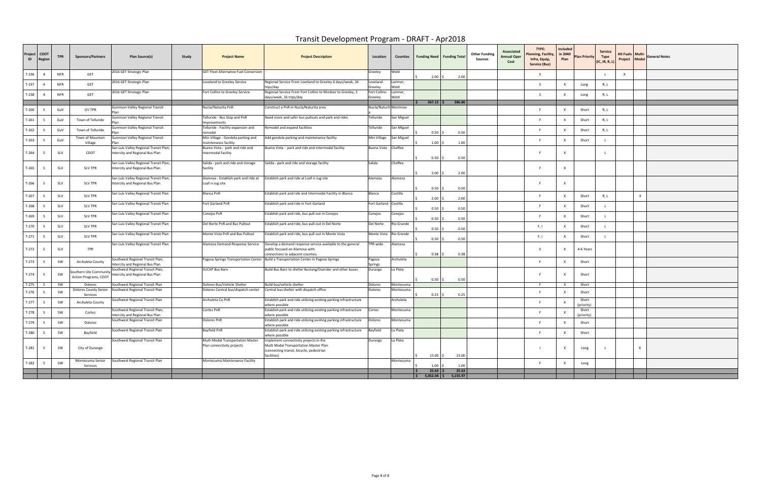# Transit Development Program - DRAFT - Apr2018

| Project ID | CDOT Region | TPR | Sponsors/Partners | Plan Source(s) | Study | Project Name | Project Description | Location | Counties | Funding Need | Funding Total | Other Funding Sources | Associated Annual Oper Cost | TYPE: Planning, Facility, Infra, Equip, Service (Bus) | Included in 2040 Plan | Plan Priority | Service Type (IC, IR, R, L) | Alt Fuels Project | Multi-Modal | General Notes |
|---|---|---|---|---|---|---|---|---|---|---|---|---|---|---|---|---|---|---|---|---|
| T-236 | 4 | NFR | GET | 2016 GET Strategic Plan | | GET Fleet Alternative Fuel Conversion | | Greeley | Weld | $ 2.00 | $ 2.00 | | | S | | | L | X | | |
| T-237 | 4 | NFR | GET | 2016 GET Strategic Plan | | Loveland to Greeley Service | Regional Service From Loveland to Greeley 6 days/week, 16 trips/day | Loveland-Greeley | Larimer, Weld | | | | | S | X | Long | R, L | | | |
| T-238 | 4 | NFR | GET | 2016 GET Strategic Plan | | Fort Collins to Greeley Service | Regional Service From Fort Collins to Windsor to Greeley, 5 days/week, 16 trips/day | Fort Collins-Greeley | Larimer, Weld | | | | | S | X | Long | R, L | | | |
| | | | | | | | | | | $ 367.15 | $ 386.86 | | | | | | | | | |
| T-260 | 5 | GuV | GV TPR | Gunnison Valley Regional Transit Plan | | Nucla/Naturita PnR | Construct a PnR in Nucla/Naturita area | Nucla/Naturita | Montrose | | | | | F | X | Short | R, L | | | |
| T-261 | 5 | GuV | Town of Telluride | Gunnison Valley Regional Transit Plan | | Telluride - Bus Stop and PnR Improvements | Need more and safer bus pullouts and park and rides | Telluride | San Miguel | | | | | F | X | Short | R, L | | | |
| T-262 | 5 | GuV | Town of Telluride | Gunnison Valley Regional Transit Plan | | Telluride - Facility expansion and remodel | Remodel and expand facilities | Telluride | San Miguel | $ 0.50 | $ 0.50 | | | F | X | Short | R, L | | | |
| T-263 | 5 | GuV | Town of Mountain Village | Gunnison Valley Regional Transit Plan | | Mtn Village - Gondola parking and maintenance facility | Add gondola parking and maintenance facility | Mtn Village | San Miguel | $ 1.00 | $ 1.00 | | | F | X | Short | L | | | |
| T-264 | 5 | SLV | CDOT | San Luis Valley Regional Transit Plan; Intercity and Regional Bus Plan | | Buena Vista - park and ride and intermodal facility | Buena Vista - park and ride and intermodal facility | Buena Vista | Chaffee | $ 0.50 | $ 0.50 | | | F | X | | L | | | |
| T-265 | 5 | SLV | SLV TPR | San Luis Valley Regional Transit Plan; Intercity and Regional Bus Plan | | Salida - park and ride and storage facility | Salida - park and ride and storage facility | Salida | Chaffee | $ 2.00 | $ 2.00 | | | F | X | | | | | |
| T-266 | 5 | SLV | SLV TPR | San Luis Valley Regional Transit Plan; Intercity and Regional Bus Plan | | Alamosa - Establish park and ride at Loaf-n-Jug site | Establish park and ride at Loaf-n-Jug site | Alamosa | Alamosa | $ 0.50 | $ 0.50 | | | F | X | | | | | |
| T-267 | 5 | SLV | SLV TPR | San Luis Valley Regional Transit Plan | | Blanca PnR | Establish park and ride and Intermodal Facility in Blanca | Blanca | Costilla | $ 2.00 | $ 2.00 | | | F | X | Short | R, L | | X | |
| T-268 | 5 | SLV | SLV TPR | San Luis Valley Regional Transit Plan | | Fort Garland PnR | Establish park and ride in Fort Garland | Fort Garland | Costilla | $ 0.50 | $ 0.50 | | | F | X | Short | L | | | |
| T-269 | 5 | SLV | SLV TPR | San Luis Valley Regional Transit Plan | | Conejos PnR | Establish park and ride, bus pull-out in Conejos | Conejos | Conejos | $ 0.50 | $ 0.50 | | | F | X | Short | L | | | |
| T-270 | 5 | SLV | SLV TPR | San Luis Valley Regional Transit Plan | | Del Norte PnR and Bus Pullout | Establish park and ride, bus pull-out in Del Norte | Del Norte | Rio Grande | $ 0.50 | $ 0.50 | | | F, I | X | Short | L | | | |
| T-271 | 5 | SLV | SLV TPR | San Luis Valley Regional Transit Plan | | Monte Vista PnR and Bus Pullout | Establish park and ride, bus pull-out in Monte Vista | Monte Vista | Rio Grande | $ 0.50 | $ 0.50 | | | F, I | X | Short | L | | | |
| T-272 | 5 | SLV | TPR | San Luis Valley Regional Transit Plan | | Alamosa Demand-Response Service | Develop a demand response service available to the general public focused on Alamosa with connections to adjacent counties. | TPR-wide | Alamosa | $ 0.38 | $ 0.38 | | | S | X | 4-6 Years | | | | |
| T-273 | 5 | SW | Archuleta County | Southwest Regional Transit Plan; Intercity and Regional Bus Plan | | Pagosa Springs Transportation Center | Build a Transportation Center in Pagosa Springs | Pagosa Springs | Archuleta | | | | | F | X | Short | | | | |
| T-274 | 5 | SW | Southern Ute Community Action Programs, CDOT | Southwest Regional Transit Plan; Intercity and Regional Bus Plan | | SUCAP Bus Barn | Build Bus Barn to shelter Bustang/Outrider and other buses | Durango | La Plata | $ 0.50 | $ 0.50 | | | F | X | Short | | | | |
| T-275 | 5 | SW | Dolores | Southwest Regional Transit Plan | | Dolores Bus/Vehicle Shelter | Build bus/vehicle shelter | Dolores | Montezuma | | | | | F | X | Short | | | | |
| T-276 | 5 | SW | Dolores County Senior Services | Southwest Regional Transit Plan | | Dolores Central bus/dispatch center | Central bus shelter with dispatch office | Dolores | Montezuma | $ 0.25 | $ 0.25 | | | F | X | Short | | | | |
| T-277 | 5 | SW | Archuleta County | Southwest Regional Transit Plan | | Archuleta Co PnR | Establish park and ride utilizing existing parking infrastructure where possible | | Archuleta | | | | | F | X | Short (priority) | | | | |
| T-278 | 5 | SW | Cortez | Southwest Regional Transit Plan; Intercity and Regional Bus Plan | | Cortez PnR | Establish park and ride utilizing existing parking infrastructure where possible | Cortez | Montezuma | | | | | F | X | Short (priority) | | | | |
| T-279 | 5 | SW | Dolores | Southwest Regional Transit Plan | | Dolores PnR | Establish park and ride utilizing existing parking infrastructure where possible | Dolores | Montezuma | | | | | F | X | Short | | | | |
| T-280 | 5 | SW | Bayfield | Southwest Regional Transit Plan | | Bayfield PnR | Establish park and ride utilizing existing parking infrastructure where possible | Bayfield | La Plata | | | | | F | X | Short | | | | |
| T-281 | 5 | SW | City of Durango | Southwest Regional Transit Plan | | Multi Modal Transportation Master Plan connectivity projects | Implement connectivity projects in the Multi Modal Transportation Master Plan (connecting transit, bicycle, pedestrian facilities) | Durango | La Plata | $ 15.00 | $ 15.00 | | | I | X | Long | L | | X | |
| T-282 | 5 | SW | Montezuma Senior Services | Southwest Regional Transit Plan | | Montezuma Maintenance Facility | | | Montezuma | $ 1.00 | $ 1.00 | | | F | X | Long | | | | |
| | | | | | | | | | | $ 25.63 | $ 25.63 | | | | | | | | | |
| | | | | | | | | | | $ 5,052.04 | $ 5,155.97 | | | | | | | | | |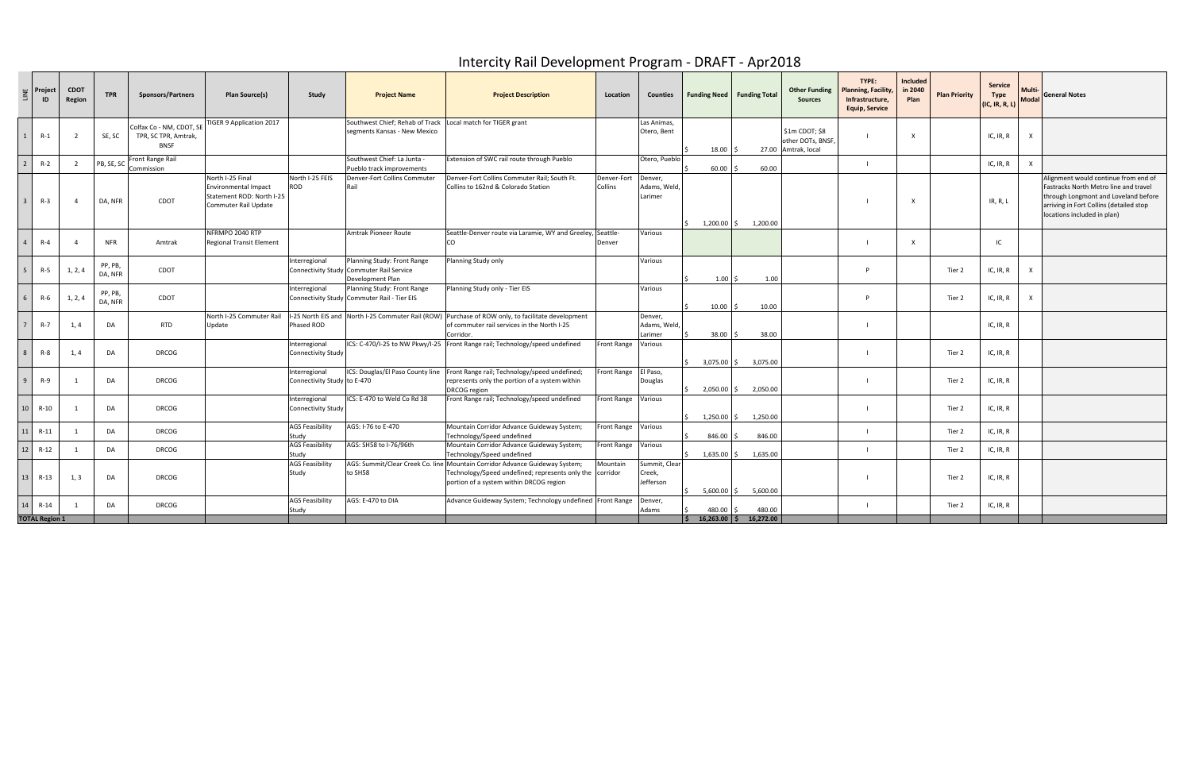# Intercity Rail Development Program - DRAFT - Apr2018

| LINE | Project ID | CDOT Region | TPR | Sponsors/Partners | Plan Source(s) | Study | Project Name | Project Description | Location | Counties | Funding Need | Funding Total | Other Funding Sources | TYPE: Planning, Facility, Infrastructure, Equip, Service | Included in 2040 Plan | Plan Priority | Service Type (IC, IR, R, L) | Multi-Modal | General Notes |
|---|---|---|---|---|---|---|---|---|---|---|---|---|---|---|---|---|---|---|---|
| 1 | R-1 | 2 | SE, SC | Colfax Co - NM, CDOT, SE TPR, SC TPR, Amtrak, BNSF | TIGER 9 Application 2017 | | Southwest Chief; Rehab of Track segments Kansas - New Mexico | Local match for TIGER grant | | Las Animas, Otero, Bent | $ 18.00 | $ 27.00 | $1m CDOT; $8 other DOTs, BNSF, Amtrak, local | I | X | | IC, IR, R | X | |
| 2 | R-2 | 2 | PB, SE, SC | Front Range Rail Commission | | | Southwest Chief: La Junta - Pueblo track improvements | Extension of SWC rail route through Pueblo | | Otero, Pueblo | $ 60.00 | $ 60.00 | | I | | | IC, IR, R | X | |
| 3 | R-3 | 4 | DA, NFR | CDOT | North I-25 Final Environmental Impact Statement ROD: North I-25 Commuter Rail Update | North I-25 FEIS ROD | Denver-Fort Collins Commuter Rail | Denver-Fort Collins Commuter Rail; South Ft. Collins to 162nd & Colorado Station | Denver-Fort Collins | Denver, Adams, Weld, Larimer | $ 1,200.00 | $ 1,200.00 | | I | X | | IR, R, L | | Alignment would continue from end of Fastracks North Metro line and travel through Longmont and Loveland before arriving in Fort Collins (detailed stop locations included in plan) |
| 4 | R-4 | 4 | NFR | Amtrak | NFRMPO 2040 RTP Regional Transit Element | | Amtrak Pioneer Route | Seattle-Denver route via Laramie, WY and Greeley, CO | Seattle-Denver | Various | | | | I | X | | IC | | |
| 5 | R-5 | 1, 2, 4 | PP, PB, DA, NFR | CDOT | | Interregional Connectivity Study | Planning Study: Front Range Commuter Rail Service Development Plan | Planning Study only | | Various | $ 1.00 | $ 1.00 | | P | | Tier 2 | IC, IR, R | X | |
| 6 | R-6 | 1, 2, 4 | PP, PB, DA, NFR | CDOT | | Interregional Connectivity Study | Planning Study: Front Range Commuter Rail - Tier EIS | Planning Study only - Tier EIS | | Various | $ 10.00 | $ 10.00 | | P | | Tier 2 | IC, IR, R | X | |
| 7 | R-7 | 1, 4 | DA | RTD | North I-25 Commuter Rail Update | I-25 North EIS and Phased ROD | North I-25 Commuter Rail (ROW) | Purchase of ROW only, to facilitate development of commuter rail services in the North I-25 Corridor. | | Denver, Adams, Weld, Larimer | $ 38.00 | $ 38.00 | | I | | | IC, IR, R | | |
| 8 | R-8 | 1, 4 | DA | DRCOG | | Interregional Connectivity Study | ICS: C-470/I-25 to NW Pkwy/I-25 | Front Range rail; Technology/speed undefined | Front Range | Various | $ 3,075.00 | $ 3,075.00 | | I | | Tier 2 | IC, IR, R | | |
| 9 | R-9 | 1 | DA | DRCOG | | Interregional Connectivity Study | ICS: Douglas/El Paso County line to E-470 | Front Range rail; Technology/speed undefined; represents only the portion of a system within DRCOG region | Front Range | El Paso, Douglas | $ 2,050.00 | $ 2,050.00 | | I | | Tier 2 | IC, IR, R | | |
| 10 | R-10 | 1 | DA | DRCOG | | Interregional Connectivity Study | ICS: E-470 to Weld Co Rd 38 | Front Range rail; Technology/speed undefined | Front Range | Various | $ 1,250.00 | $ 1,250.00 | | I | | Tier 2 | IC, IR, R | | |
| 11 | R-11 | 1 | DA | DRCOG | | AGS Feasibility Study | AGS: I-76 to E-470 | Mountain Corridor Advance Guideway System; Technology/Speed undefined | Front Range | Various | $ 846.00 | $ 846.00 | | I | | Tier 2 | IC, IR, R | | |
| 12 | R-12 | 1 | DA | DRCOG | | AGS Feasibility Study | AGS: SH58 to I-76/96th | Mountain Corridor Advance Guideway System; Technology/Speed undefined | Front Range | Various | $ 1,635.00 | $ 1,635.00 | | I | | Tier 2 | IC, IR, R | | |
| 13 | R-13 | 1, 3 | DA | DRCOG | | AGS Feasibility Study | AGS: Summit/Clear Creek Co. line to SH58 | Mountain Corridor Advance Guideway System; Technology/Speed undefined; represents only the portion of a system within DRCOG region | Mountain corridor | Summit, Clear Creek, Jefferson | $ 5,600.00 | $ 5,600.00 | | I | | Tier 2 | IC, IR, R | | |
| 14 | R-14 | 1 | DA | DRCOG | | AGS Feasibility Study | AGS: E-470 to DIA | Advance Guideway System; Technology undefined | Front Range | Denver, Adams | $ 480.00 | $ 480.00 | | I | | Tier 2 | IC, IR, R | | |
| TOTAL Region 1 | | | | | | | | | | | $ 16,263.00 | $ 16,272.00 | | | | | | | |